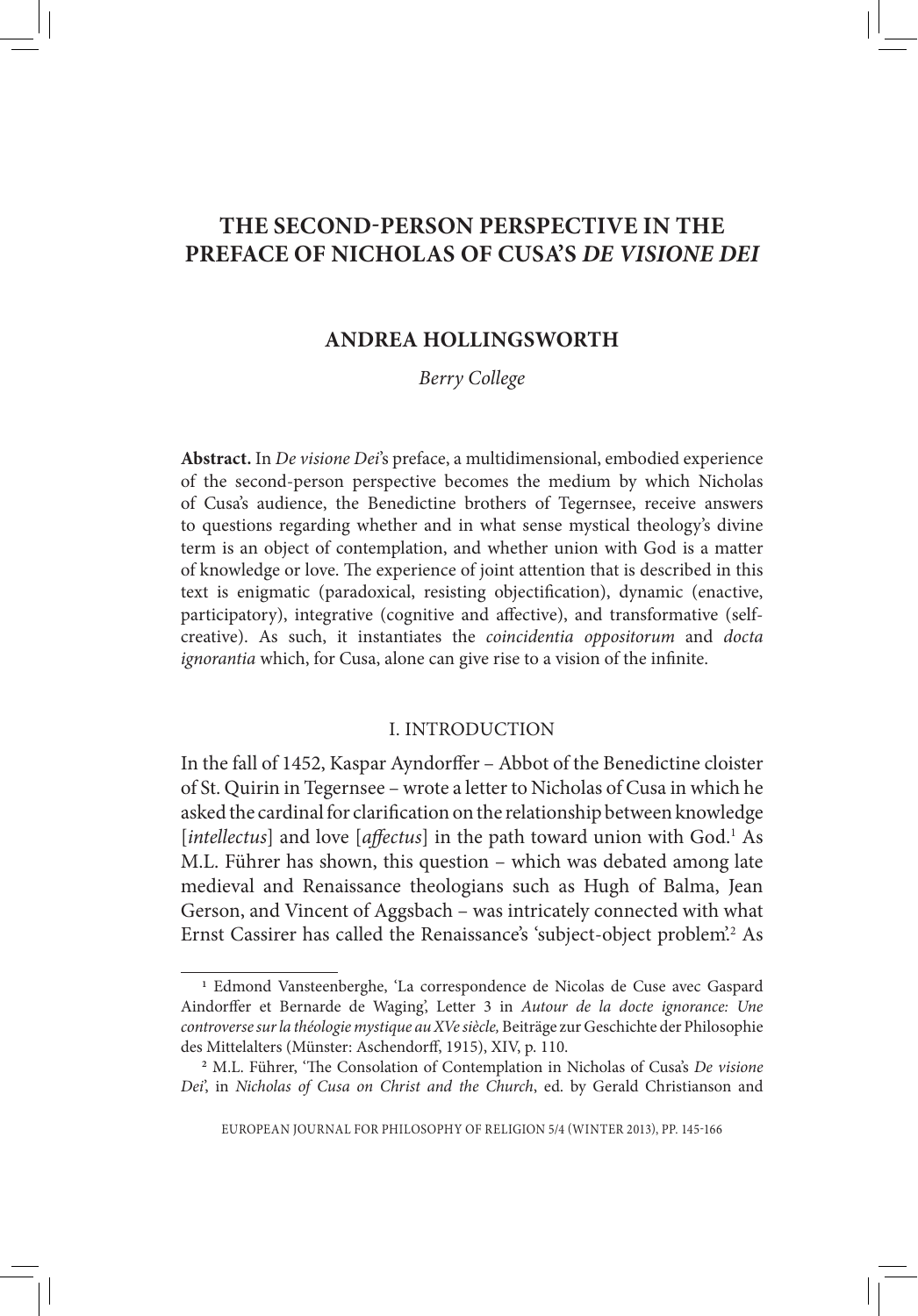# THE SECOND-PERSON PERSPECTIVE IN THE PREFACE OF NICHOLAS OF CUSA'S *DE VISIONE DEI*

## ANDREA HOLLINGSWORTH

*Berry College*

**Abstract.** In *De visione Dei*'s preface, a multidimensional, embodied experience of the second-person perspective becomes the medium by which Nicholas of Cusa's audience, the Benedictine brothers of Tegernsee, receive answers to questions regarding whether and in what sense mystical theology's divine term is an object of contemplation, and whether union with God is a matter of knowledge or love. The experience of joint attention that is described in this text is enigmatic (paradoxical, resisting objectification), dynamic (enactive, participatory), integrative (cognitive and affective), and transformative (self-creative). As such, it instantiates the *coincidentia oppositorum* and *docta ignorantia* which, for Cusa, alone can give rise to a vision of the infinite.

## I. INTRODUCTION

In the fall of 1452, Kaspar Ayndorffer – Abbot of the Benedictine cloister of St. Quirin in Tegernsee – wrote a letter to Nicholas of Cusa in which he asked the cardinal for clarification on the relationship between knowledge [*intellectus*] and love [*affectus*] in the path toward union with God.[1] As M.L. Führer has shown, this question – which was debated among late medieval and Renaissance theologians such as Hugh of Balma, Jean Gerson, and Vincent of Aggsbach – was intricately connected with what Ernst Cassirer has called the Renaissance's 'subject-object problem'.[2] As

---

[1] Edmond Vansteenberghe, 'La correspondence de Nicolas de Cuse avec Gaspard Aindorffer et Bernarde de Waging', Letter 3 in *Autour de la docte ignorance: Une controverse sur la théologie mystique au XVe siècle,* Beiträge zur Geschichte der Philosophie des Mittelalters (Münster: Aschendorff, 1915), XIV, p. 110.

[2] M.L. Führer, 'The Consolation of Contemplation in Nicholas of Cusa's *De visione Dei*', in *Nicholas of Cusa on Christ and the Church*, ed. by Gerald Christianson and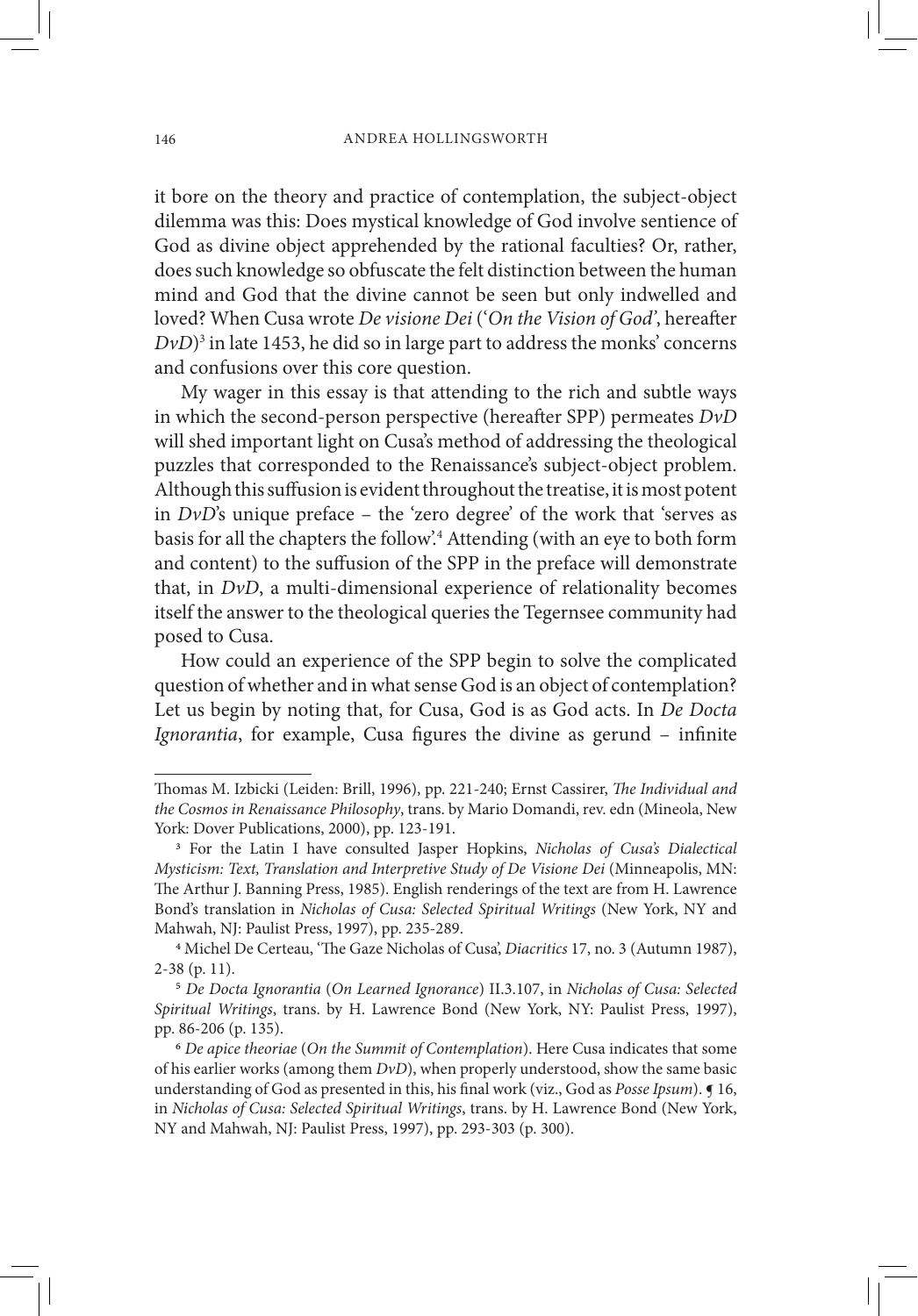it bore on the theory and practice of contemplation, the subject-object dilemma was this: Does mystical knowledge of God involve sentience of God as divine object apprehended by the rational faculties? Or, rather, does such knowledge so obfuscate the felt distinction between the human mind and God that the divine cannot be seen but only indwelled and loved? When Cusa wrote *De visione Dei* ('*On the Vision of God*', hereafter *DvD*)[3] in late 1453, he did so in large part to address the monks' concerns and confusions over this core question.

My wager in this essay is that attending to the rich and subtle ways in which the second-person perspective (hereafter SPP) permeates *DvD* will shed important light on Cusa's method of addressing the theological puzzles that corresponded to the Renaissance's subject-object problem. Although this suffusion is evident throughout the treatise, it is most potent in *DvD*'s unique preface – the 'zero degree' of the work that 'serves as basis for all the chapters the follow'.[4] Attending (with an eye to both form and content) to the suffusion of the SPP in the preface will demonstrate that, in *DvD*, a multi-dimensional experience of relationality becomes itself the answer to the theological queries the Tegernsee community had posed to Cusa.

How could an experience of the SPP begin to solve the complicated question of whether and in what sense God is an object of contemplation? Let us begin by noting that, for Cusa, God is as God acts. In *De Docta Ignorantia*, for example, Cusa figures the divine as gerund – infinite

---

Thomas M. Izbicki (Leiden: Brill, 1996), pp. 221-240; Ernst Cassirer, *The Individual and the Cosmos in Renaissance Philosophy*, trans. by Mario Domandi, rev. edn (Mineola, New York: Dover Publications, 2000), pp. 123-191.

[3] For the Latin I have consulted Jasper Hopkins, *Nicholas of Cusa's Dialectical Mysticism: Text, Translation and Interpretive Study of De Visione Dei* (Minneapolis, MN: The Arthur J. Banning Press, 1985). English renderings of the text are from H. Lawrence Bond's translation in *Nicholas of Cusa: Selected Spiritual Writings* (New York, NY and Mahwah, NJ: Paulist Press, 1997), pp. 235-289.

[4] Michel De Certeau, 'The Gaze Nicholas of Cusa', *Diacritics* 17, no. 3 (Autumn 1987), 2-38 (p. 11).

[5] *De Docta Ignorantia* (*On Learned Ignorance*) II.3.107, in *Nicholas of Cusa: Selected Spiritual Writings*, trans. by H. Lawrence Bond (New York, NY: Paulist Press, 1997), pp. 86-206 (p. 135).

[6] *De apice theoriae* (*On the Summit of Contemplation*). Here Cusa indicates that some of his earlier works (among them *DvD*), when properly understood, show the same basic understanding of God as presented in this, his final work (viz., God as *Posse Ipsum*). ¶ 16, in *Nicholas of Cusa: Selected Spiritual Writings*, trans. by H. Lawrence Bond (New York, NY and Mahwah, NJ: Paulist Press, 1997), pp. 293-303 (p. 300).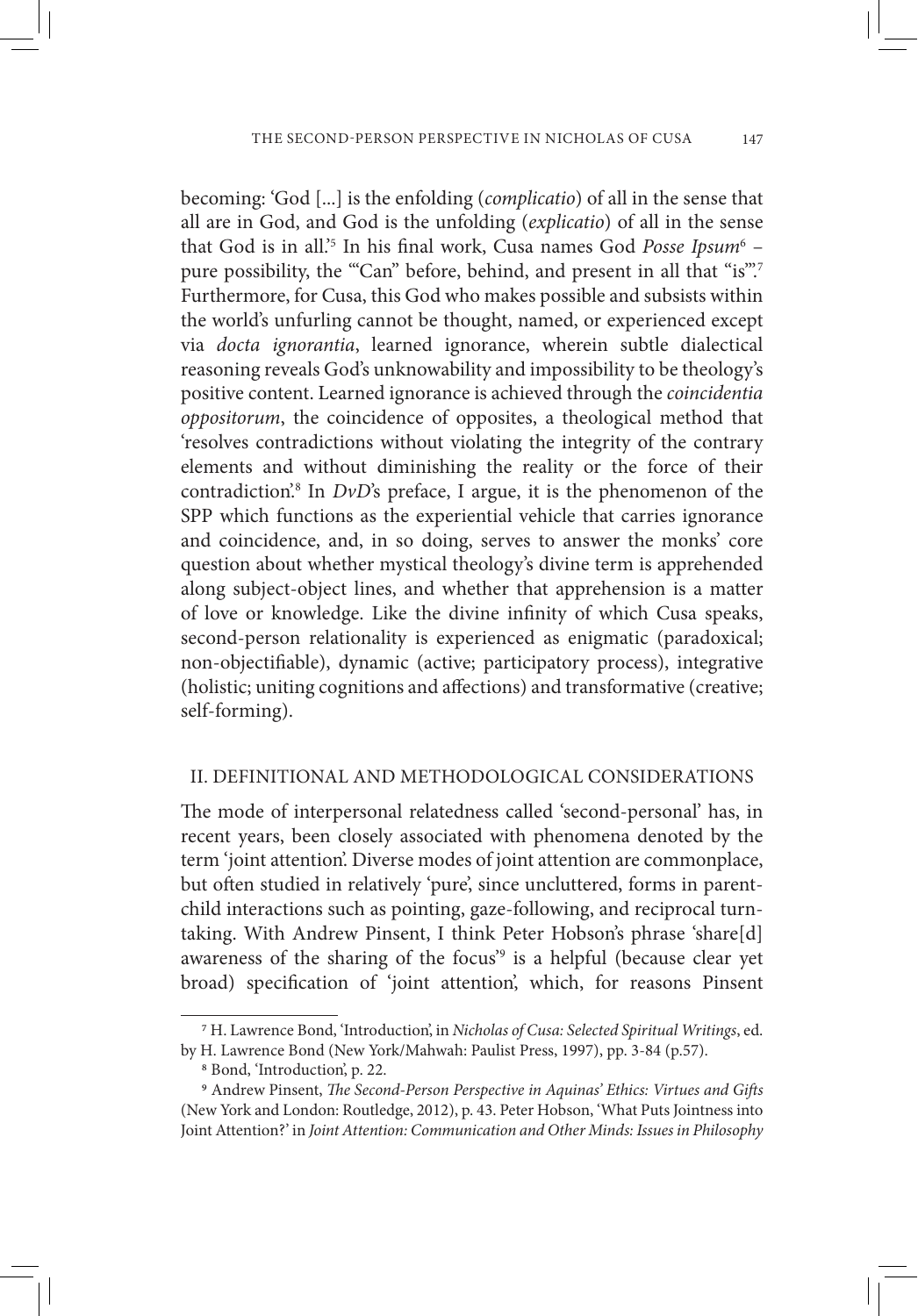becoming: 'God [...] is the enfolding (*complicatio*) of all in the sense that all are in God, and God is the unfolding (*explicatio*) of all in the sense that God is in all.'[5] In his final work, Cusa names God *Posse Ipsum*[6] – pure possibility, the '"Can" before, behind, and present in all that "is"'.[7] Furthermore, for Cusa, this God who makes possible and subsists within the world's unfurling cannot be thought, named, or experienced except via *docta ignorantia*, learned ignorance, wherein subtle dialectical reasoning reveals God's unknowability and impossibility to be theology's positive content. Learned ignorance is achieved through the *coincidentia oppositorum*, the coincidence of opposites, a theological method that 'resolves contradictions without violating the integrity of the contrary elements and without diminishing the reality or the force of their contradiction'.[8] In *DvD*'s preface, I argue, it is the phenomenon of the SPP which functions as the experiential vehicle that carries ignorance and coincidence, and, in so doing, serves to answer the monks' core question about whether mystical theology's divine term is apprehended along subject-object lines, and whether that apprehension is a matter of love or knowledge. Like the divine infinity of which Cusa speaks, second-person relationality is experienced as enigmatic (paradoxical; non-objectifiable), dynamic (active; participatory process), integrative (holistic; uniting cognitions and affections) and transformative (creative; self-forming).

## II. DEFINITIONAL AND METHODOLOGICAL CONSIDERATIONS

The mode of interpersonal relatedness called 'second-personal' has, in recent years, been closely associated with phenomena denoted by the term 'joint attention'. Diverse modes of joint attention are commonplace, but often studied in relatively 'pure', since uncluttered, forms in parent-child interactions such as pointing, gaze-following, and reciprocal turn-taking. With Andrew Pinsent, I think Peter Hobson's phrase 'share[d] awareness of the sharing of the focus'[9] is a helpful (because clear yet broad) specification of 'joint attention', which, for reasons Pinsent

---

[7] H. Lawrence Bond, 'Introduction', in *Nicholas of Cusa: Selected Spiritual Writings*, ed. by H. Lawrence Bond (New York/Mahwah: Paulist Press, 1997), pp. 3-84 (p.57).

[8] Bond, 'Introduction', p. 22.

[9] Andrew Pinsent, *The Second-Person Perspective in Aquinas' Ethics: Virtues and Gifts* (New York and London: Routledge, 2012), p. 43. Peter Hobson, 'What Puts Jointness into Joint Attention?' in *Joint Attention: Communication and Other Minds: Issues in Philosophy*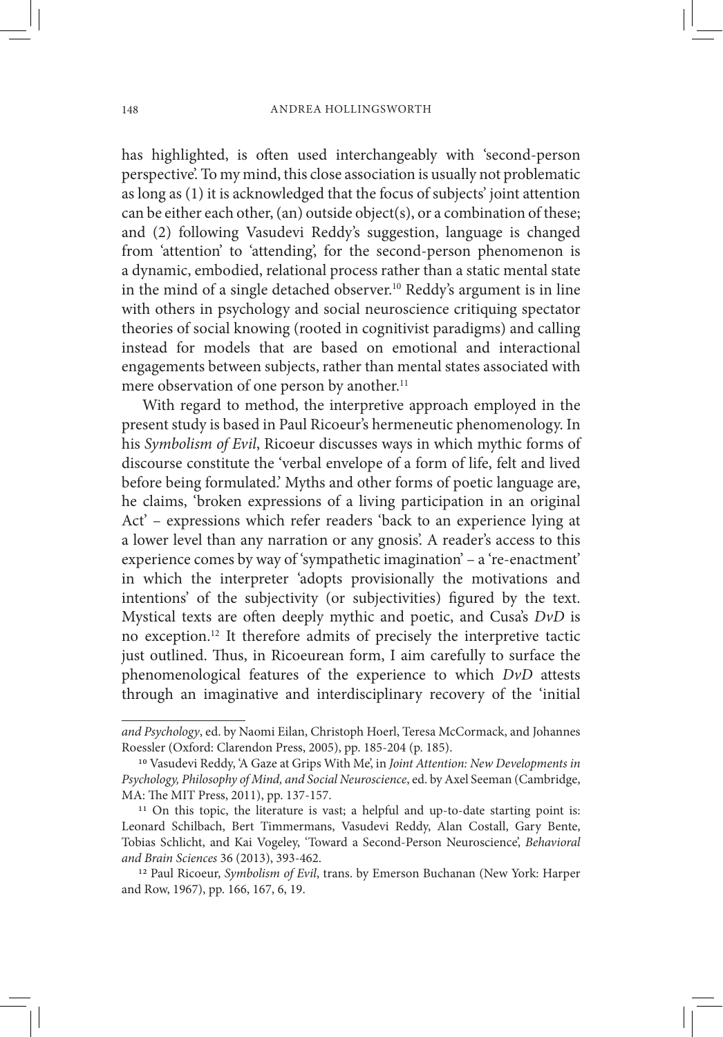has highlighted, is often used interchangeably with 'second-person perspective'. To my mind, this close association is usually not problematic as long as (1) it is acknowledged that the focus of subjects' joint attention can be either each other, (an) outside object(s), or a combination of these; and (2) following Vasudevi Reddy's suggestion, language is changed from 'attention' to 'attending', for the second-person phenomenon is a dynamic, embodied, relational process rather than a static mental state in the mind of a single detached observer.[10] Reddy's argument is in line with others in psychology and social neuroscience critiquing spectator theories of social knowing (rooted in cognitivist paradigms) and calling instead for models that are based on emotional and interactional engagements between subjects, rather than mental states associated with mere observation of one person by another.[11]

With regard to method, the interpretive approach employed in the present study is based in Paul Ricoeur's hermeneutic phenomenology. In his *Symbolism of Evil*, Ricoeur discusses ways in which mythic forms of discourse constitute the 'verbal envelope of a form of life, felt and lived before being formulated.' Myths and other forms of poetic language are, he claims, 'broken expressions of a living participation in an original Act' – expressions which refer readers 'back to an experience lying at a lower level than any narration or any gnosis'. A reader's access to this experience comes by way of 'sympathetic imagination' – a 're-enactment' in which the interpreter 'adopts provisionally the motivations and intentions' of the subjectivity (or subjectivities) figured by the text. Mystical texts are often deeply mythic and poetic, and Cusa's *DvD* is no exception.[12] It therefore admits of precisely the interpretive tactic just outlined. Thus, in Ricoeurean form, I aim carefully to surface the phenomenological features of the experience to which *DvD* attests through an imaginative and interdisciplinary recovery of the 'initial

---

*and Psychology*, ed. by Naomi Eilan, Christoph Hoerl, Teresa McCormack, and Johannes Roessler (Oxford: Clarendon Press, 2005), pp. 185-204 (p. 185).

[10] Vasudevi Reddy, 'A Gaze at Grips With Me', in *Joint Attention: New Developments in Psychology, Philosophy of Mind, and Social Neuroscience*, ed. by Axel Seeman (Cambridge, MA: The MIT Press, 2011), pp. 137-157.

[11] On this topic, the literature is vast; a helpful and up-to-date starting point is: Leonard Schilbach, Bert Timmermans, Vasudevi Reddy, Alan Costall, Gary Bente, Tobias Schlicht, and Kai Vogeley, 'Toward a Second-Person Neuroscience', *Behavioral and Brain Sciences* 36 (2013), 393-462.

[12] Paul Ricoeur, *Symbolism of Evil*, trans. by Emerson Buchanan (New York: Harper and Row, 1967), pp. 166, 167, 6, 19.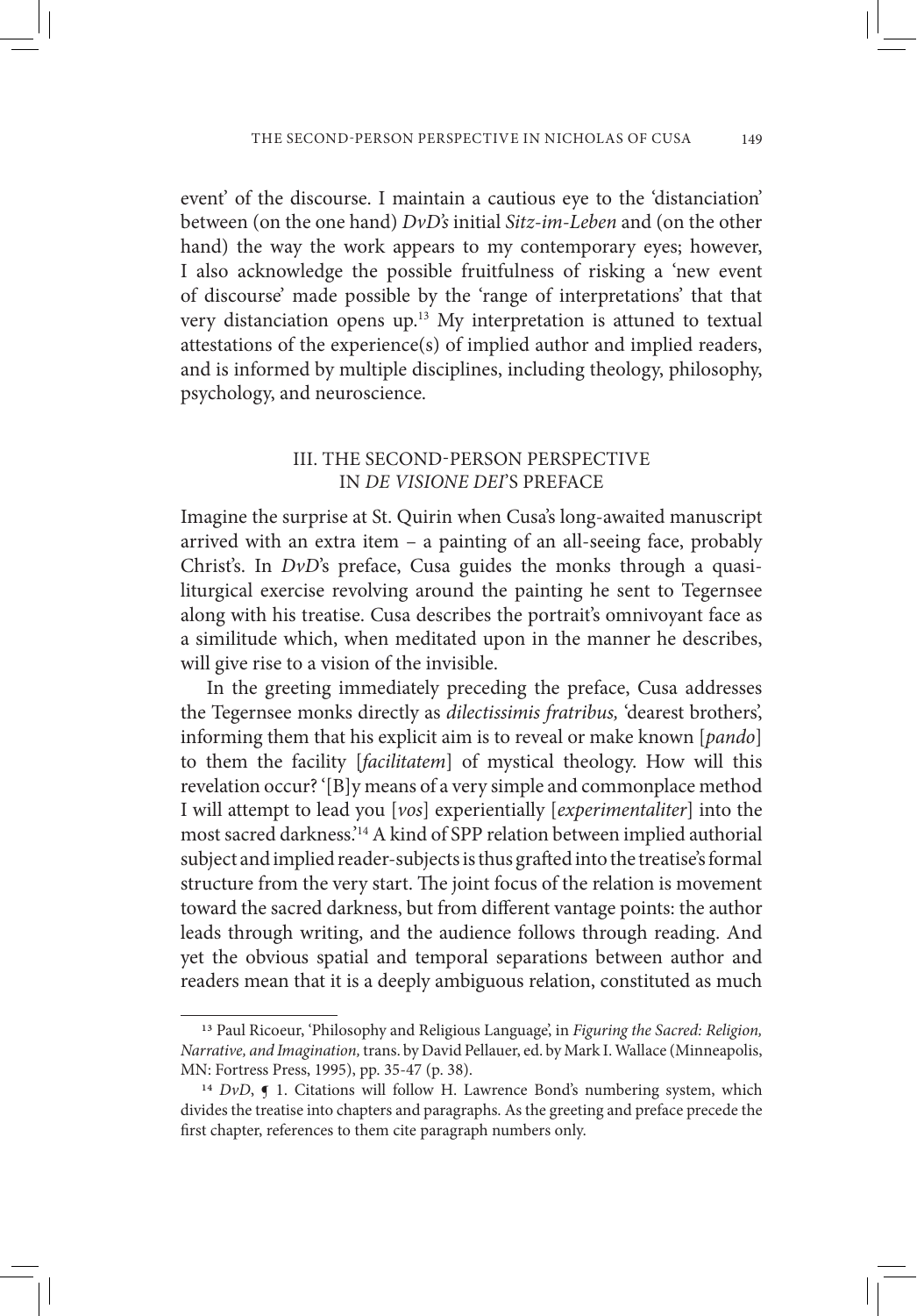event' of the discourse. I maintain a cautious eye to the 'distanciation' between (on the one hand) *DvD's* initial *Sitz-im-Leben* and (on the other hand) the way the work appears to my contemporary eyes; however, I also acknowledge the possible fruitfulness of risking a 'new event of discourse' made possible by the 'range of interpretations' that that very distanciation opens up.[13] My interpretation is attuned to textual attestations of the experience(s) of implied author and implied readers, and is informed by multiple disciplines, including theology, philosophy, psychology, and neuroscience.

## III. THE SECOND-PERSON PERSPECTIVE IN *DE VISIONE DEI*'S PREFACE

Imagine the surprise at St. Quirin when Cusa's long-awaited manuscript arrived with an extra item – a painting of an all-seeing face, probably Christ's. In *DvD*'s preface, Cusa guides the monks through a quasi-liturgical exercise revolving around the painting he sent to Tegernsee along with his treatise. Cusa describes the portrait's omnivoyant face as a similitude which, when meditated upon in the manner he describes, will give rise to a vision of the invisible.

In the greeting immediately preceding the preface, Cusa addresses the Tegernsee monks directly as *dilectissimis fratribus,* 'dearest brothers', informing them that his explicit aim is to reveal or make known [*pando*] to them the facility [*facilitatem*] of mystical theology. How will this revelation occur? '[B]y means of a very simple and commonplace method I will attempt to lead you [*vos*] experientially [*experimentaliter*] into the most sacred darkness.'[14] A kind of SPP relation between implied authorial subject and implied reader-subjects is thus grafted into the treatise's formal structure from the very start. The joint focus of the relation is movement toward the sacred darkness, but from different vantage points: the author leads through writing, and the audience follows through reading. And yet the obvious spatial and temporal separations between author and readers mean that it is a deeply ambiguous relation, constituted as much

[13] Paul Ricoeur, 'Philosophy and Religious Language', in *Figuring the Sacred: Religion, Narrative, and Imagination,* trans. by David Pellauer, ed. by Mark I. Wallace (Minneapolis, MN: Fortress Press, 1995), pp. 35-47 (p. 38).

[14] *DvD*, ¶ 1. Citations will follow H. Lawrence Bond's numbering system, which divides the treatise into chapters and paragraphs. As the greeting and preface precede the first chapter, references to them cite paragraph numbers only.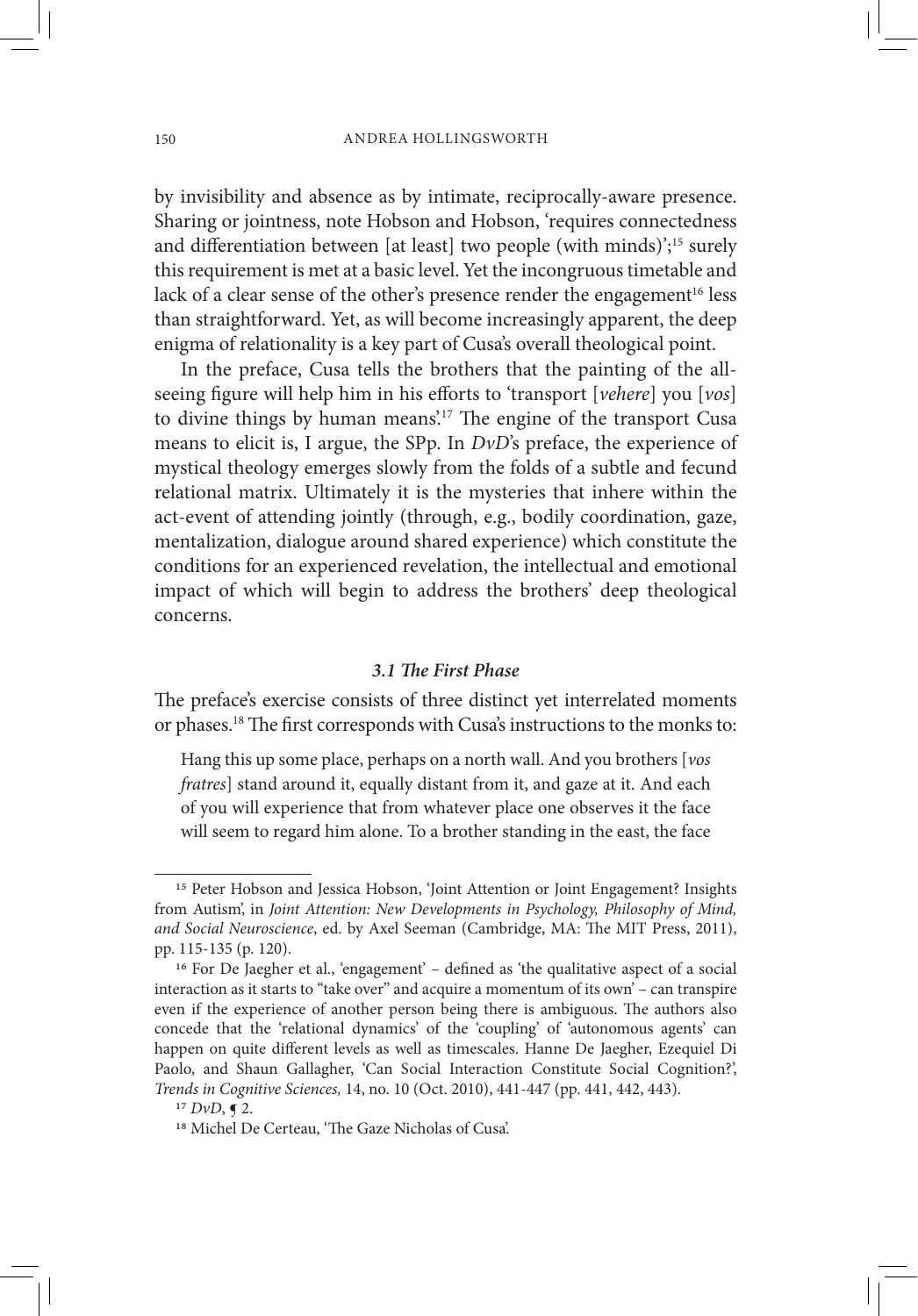by invisibility and absence as by intimate, reciprocally-aware presence. Sharing or jointness, note Hobson and Hobson, 'requires connectedness and differentiation between [at least] two people (with minds)';[15] surely this requirement is met at a basic level. Yet the incongruous timetable and lack of a clear sense of the other's presence render the engagement[16] less than straightforward. Yet, as will become increasingly apparent, the deep enigma of relationality is a key part of Cusa's overall theological point.

In the preface, Cusa tells the brothers that the painting of the all-seeing figure will help him in his efforts to 'transport [*vehere*] you [*vos*] to divine things by human means'.[17] The engine of the transport Cusa means to elicit is, I argue, the SPp. In *DvD*'s preface, the experience of mystical theology emerges slowly from the folds of a subtle and fecund relational matrix. Ultimately it is the mysteries that inhere within the act-event of attending jointly (through, e.g., bodily coordination, gaze, mentalization, dialogue around shared experience) which constitute the conditions for an experienced revelation, the intellectual and emotional impact of which will begin to address the brothers' deep theological concerns.

### *3.1 The First Phase*

The preface's exercise consists of three distinct yet interrelated moments or phases.[18] The first corresponds with Cusa's instructions to the monks to:

> Hang this up some place, perhaps on a north wall. And you brothers [*vos fratres*] stand around it, equally distant from it, and gaze at it. And each of you will experience that from whatever place one observes it the face will seem to regard him alone. To a brother standing in the east, the face

---

[15] Peter Hobson and Jessica Hobson, 'Joint Attention or Joint Engagement? Insights from Autism', in *Joint Attention: New Developments in Psychology, Philosophy of Mind, and Social Neuroscience*, ed. by Axel Seeman (Cambridge, MA: The MIT Press, 2011), pp. 115-135 (p. 120).

[16] For De Jaegher et al., 'engagement' – defined as 'the qualitative aspect of a social interaction as it starts to "take over" and acquire a momentum of its own' – can transpire even if the experience of another person being there is ambiguous. The authors also concede that the 'relational dynamics' of the 'coupling' of 'autonomous agents' can happen on quite different levels as well as timescales. Hanne De Jaegher, Ezequiel Di Paolo, and Shaun Gallagher, 'Can Social Interaction Constitute Social Cognition?', *Trends in Cognitive Sciences,* 14, no. 10 (Oct. 2010), 441-447 (pp. 441, 442, 443).

[17] *DvD*, ¶ 2.

[18] Michel De Certeau, 'The Gaze Nicholas of Cusa'.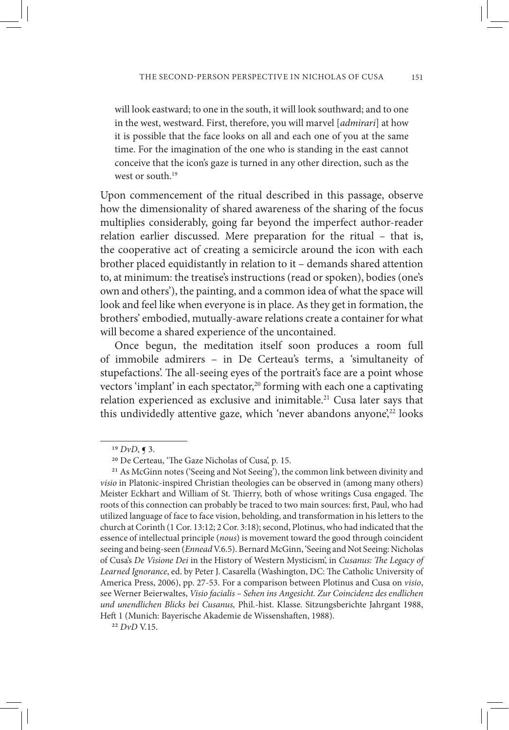> will look eastward; to one in the south, it will look southward; and to one in the west, westward. First, therefore, you will marvel [*admirari*] at how it is possible that the face looks on all and each one of you at the same time. For the imagination of the one who is standing in the east cannot conceive that the icon's gaze is turned in any other direction, such as the west or south.[19]

Upon commencement of the ritual described in this passage, observe how the dimensionality of shared awareness of the sharing of the focus multiplies considerably, going far beyond the imperfect author-reader relation earlier discussed. Mere preparation for the ritual – that is, the cooperative act of creating a semicircle around the icon with each brother placed equidistantly in relation to it – demands shared attention to, at minimum: the treatise's instructions (read or spoken), bodies (one's own and others'), the painting, and a common idea of what the space will look and feel like when everyone is in place. As they get in formation, the brothers' embodied, mutually-aware relations create a container for what will become a shared experience of the uncontained.

Once begun, the meditation itself soon produces a room full of immobile admirers – in De Certeau's terms, a 'simultaneity of stupefactions'. The all-seeing eyes of the portrait's face are a point whose vectors 'implant' in each spectator,[20] forming with each one a captivating relation experienced as exclusive and inimitable.[21] Cusa later says that this undividedly attentive gaze, which 'never abandons anyone',[22] looks

---

[19] *DvD*, ¶ 3.

[20] De Certeau, 'The Gaze Nicholas of Cusa', p. 15.

[21] As McGinn notes ('Seeing and Not Seeing'), the common link between divinity and *visio* in Platonic-inspired Christian theologies can be observed in (among many others) Meister Eckhart and William of St. Thierry, both of whose writings Cusa engaged. The roots of this connection can probably be traced to two main sources: first, Paul, who had utilized language of face to face vision, beholding, and transformation in his letters to the church at Corinth (1 Cor. 13:12; 2 Cor. 3:18); second, Plotinus, who had indicated that the essence of intellectual principle (*nous*) is movement toward the good through coincident seeing and being-seen (*Ennead* V.6.5). Bernard McGinn, 'Seeing and Not Seeing: Nicholas of Cusa's *De Visione Dei* in the History of Western Mysticism', in *Cusanus: The Legacy of Learned Ignorance*, ed. by Peter J. Casarella (Washington, DC: The Catholic University of America Press, 2006), pp. 27-53. For a comparison between Plotinus and Cusa on *visio*, see Werner Beierwaltes, *Visio facialis – Sehen ins Angesicht. Zur Coincidenz des endlichen und unendlichen Blicks bei Cusanus,* Phil.-hist. Klasse. Sitzungsberichte Jahrgant 1988, Heft 1 (Munich: Bayerische Akademie de Wissenshaften, 1988).

[22] *DvD* V.15.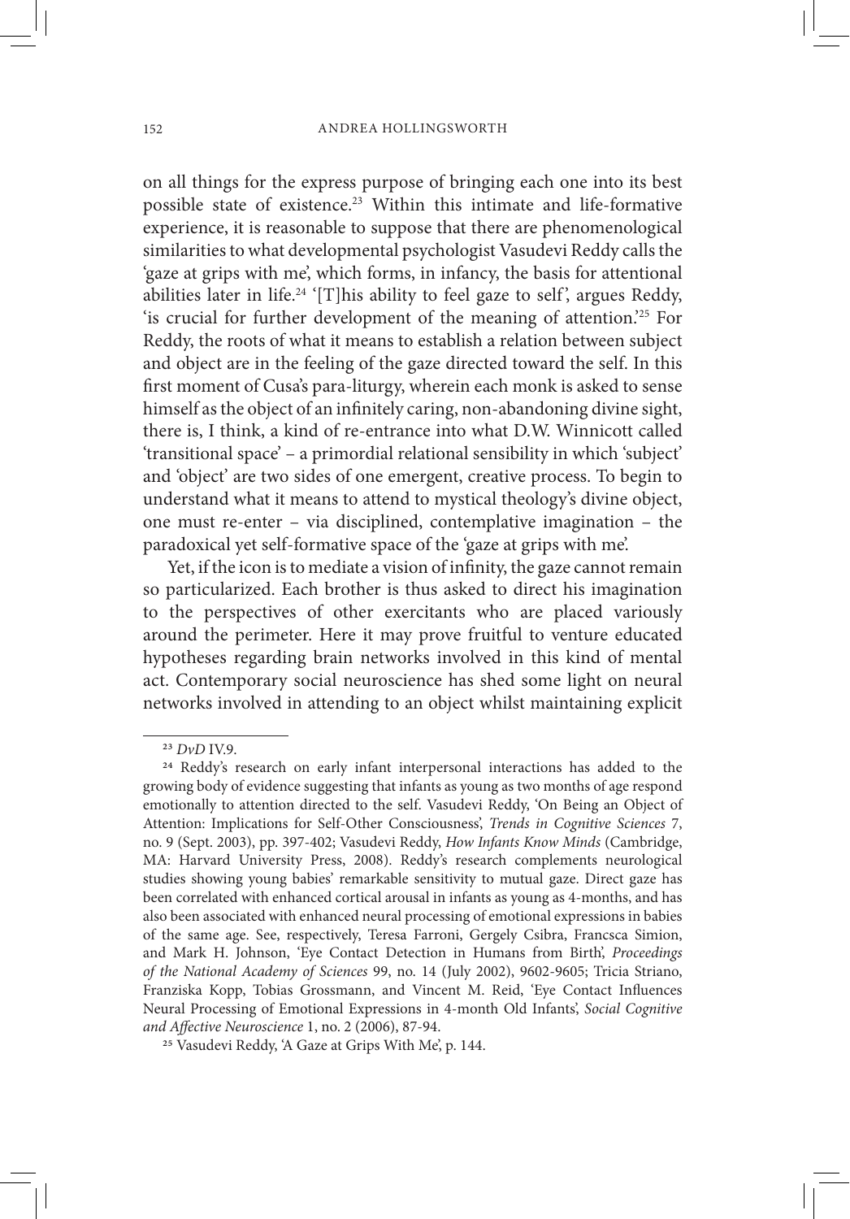on all things for the express purpose of bringing each one into its best possible state of existence.[23] Within this intimate and life-formative experience, it is reasonable to suppose that there are phenomenological similarities to what developmental psychologist Vasudevi Reddy calls the 'gaze at grips with me', which forms, in infancy, the basis for attentional abilities later in life.[24] '[T]his ability to feel gaze to self', argues Reddy, 'is crucial for further development of the meaning of attention.'[25] For Reddy, the roots of what it means to establish a relation between subject and object are in the feeling of the gaze directed toward the self. In this first moment of Cusa's para-liturgy, wherein each monk is asked to sense himself as the object of an infinitely caring, non-abandoning divine sight, there is, I think, a kind of re-entrance into what D.W. Winnicott called 'transitional space' – a primordial relational sensibility in which 'subject' and 'object' are two sides of one emergent, creative process. To begin to understand what it means to attend to mystical theology's divine object, one must re-enter – via disciplined, contemplative imagination – the paradoxical yet self-formative space of the 'gaze at grips with me'.

Yet, if the icon is to mediate a vision of infinity, the gaze cannot remain so particularized. Each brother is thus asked to direct his imagination to the perspectives of other exercitants who are placed variously around the perimeter. Here it may prove fruitful to venture educated hypotheses regarding brain networks involved in this kind of mental act. Contemporary social neuroscience has shed some light on neural networks involved in attending to an object whilst maintaining explicit

---

[23] *DvD* IV.9.

[24] Reddy's research on early infant interpersonal interactions has added to the growing body of evidence suggesting that infants as young as two months of age respond emotionally to attention directed to the self. Vasudevi Reddy, 'On Being an Object of Attention: Implications for Self-Other Consciousness', *Trends in Cognitive Sciences* 7, no. 9 (Sept. 2003), pp. 397-402; Vasudevi Reddy, *How Infants Know Minds* (Cambridge, MA: Harvard University Press, 2008). Reddy's research complements neurological studies showing young babies' remarkable sensitivity to mutual gaze. Direct gaze has been correlated with enhanced cortical arousal in infants as young as 4-months, and has also been associated with enhanced neural processing of emotional expressions in babies of the same age. See, respectively, Teresa Farroni, Gergely Csibra, Francsca Simion, and Mark H. Johnson, 'Eye Contact Detection in Humans from Birth', *Proceedings of the National Academy of Sciences* 99, no. 14 (July 2002), 9602-9605; Tricia Striano, Franziska Kopp, Tobias Grossmann, and Vincent M. Reid, 'Eye Contact Influences Neural Processing of Emotional Expressions in 4-month Old Infants', *Social Cognitive and Affective Neuroscience* 1, no. 2 (2006), 87-94.

[25] Vasudevi Reddy, 'A Gaze at Grips With Me', p. 144.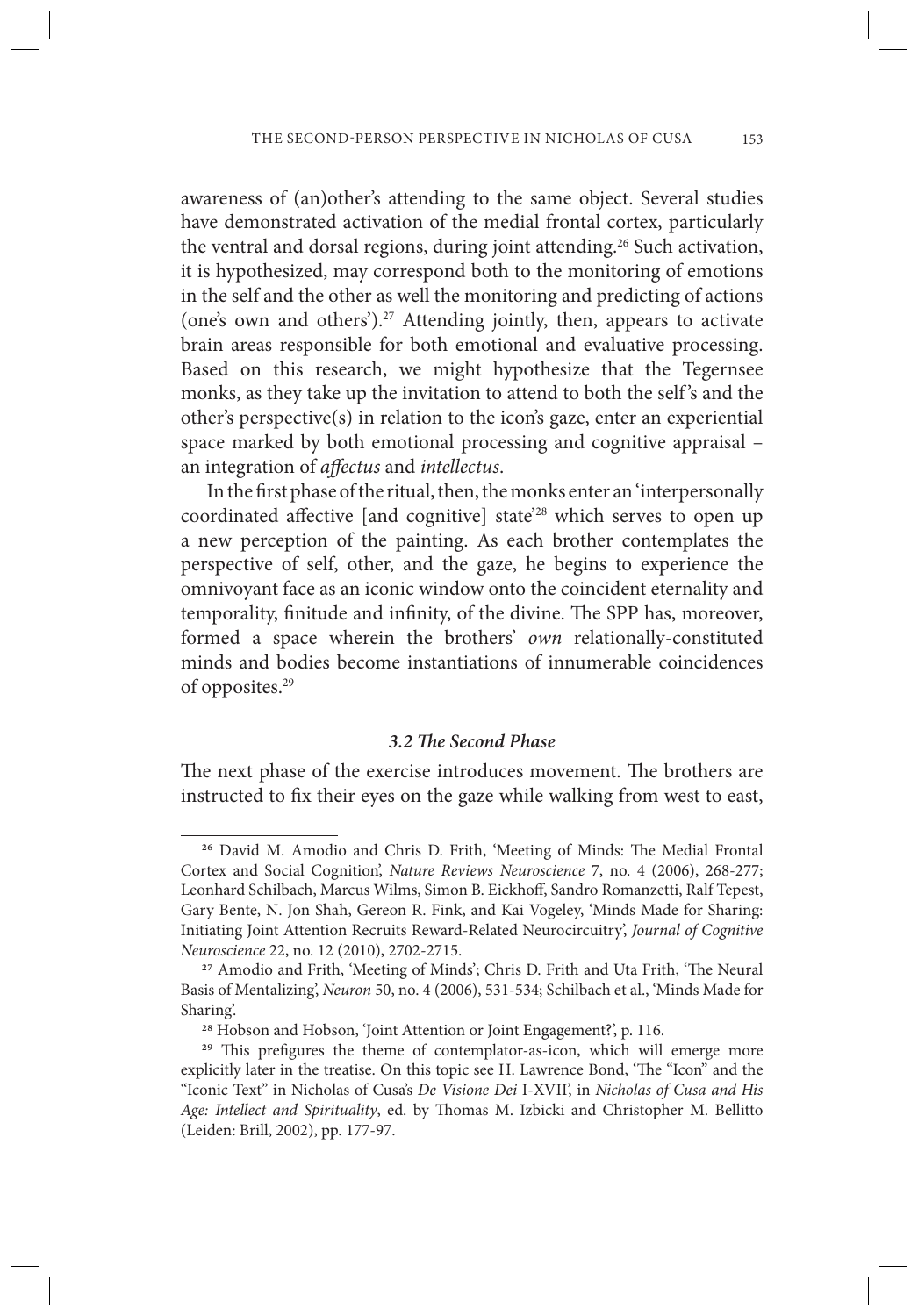awareness of (an)other's attending to the same object. Several studies have demonstrated activation of the medial frontal cortex, particularly the ventral and dorsal regions, during joint attending.[26] Such activation, it is hypothesized, may correspond both to the monitoring of emotions in the self and the other as well the monitoring and predicting of actions (one's own and others').[27] Attending jointly, then, appears to activate brain areas responsible for both emotional and evaluative processing. Based on this research, we might hypothesize that the Tegernsee monks, as they take up the invitation to attend to both the self's and the other's perspective(s) in relation to the icon's gaze, enter an experiential space marked by both emotional processing and cognitive appraisal – an integration of *affectus* and *intellectus*.

In the first phase of the ritual, then, the monks enter an 'interpersonally coordinated affective [and cognitive] state'[28] which serves to open up a new perception of the painting. As each brother contemplates the perspective of self, other, and the gaze, he begins to experience the omnivoyant face as an iconic window onto the coincident eternality and temporality, finitude and infinity, of the divine. The SPP has, moreover, formed a space wherein the brothers' *own* relationally-constituted minds and bodies become instantiations of innumerable coincidences of opposites.[29]

### *3.2 The Second Phase*

The next phase of the exercise introduces movement. The brothers are instructed to fix their eyes on the gaze while walking from west to east,

---

[26] David M. Amodio and Chris D. Frith, 'Meeting of Minds: The Medial Frontal Cortex and Social Cognition', *Nature Reviews Neuroscience* 7, no. 4 (2006), 268-277; Leonhard Schilbach, Marcus Wilms, Simon B. Eickhoff, Sandro Romanzetti, Ralf Tepest, Gary Bente, N. Jon Shah, Gereon R. Fink, and Kai Vogeley, 'Minds Made for Sharing: Initiating Joint Attention Recruits Reward-Related Neurocircuitry', *Journal of Cognitive Neuroscience* 22, no. 12 (2010), 2702-2715.

[27] Amodio and Frith, 'Meeting of Minds'; Chris D. Frith and Uta Frith, 'The Neural Basis of Mentalizing', *Neuron* 50, no. 4 (2006), 531-534; Schilbach et al., 'Minds Made for Sharing'.

[28] Hobson and Hobson, 'Joint Attention or Joint Engagement?', p. 116.

[29] This prefigures the theme of contemplator-as-icon, which will emerge more explicitly later in the treatise. On this topic see H. Lawrence Bond, 'The "Icon" and the "Iconic Text" in Nicholas of Cusa's *De Visione Dei* I-XVII', in *Nicholas of Cusa and His Age: Intellect and Spirituality*, ed. by Thomas M. Izbicki and Christopher M. Bellitto (Leiden: Brill, 2002), pp. 177-97.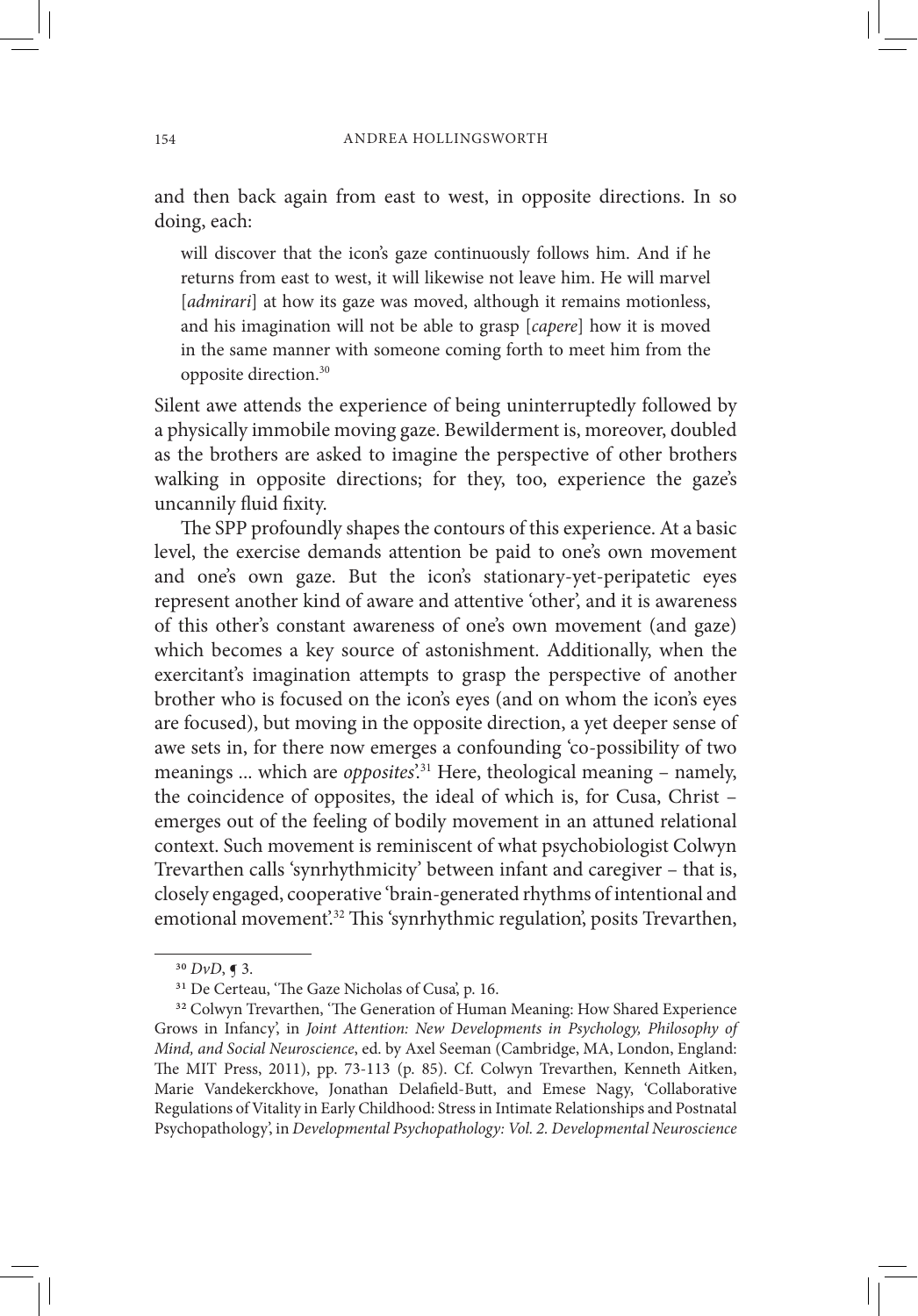and then back again from east to west, in opposite directions. In so doing, each:

> will discover that the icon's gaze continuously follows him. And if he returns from east to west, it will likewise not leave him. He will marvel [*admirari*] at how its gaze was moved, although it remains motionless, and his imagination will not be able to grasp [*capere*] how it is moved in the same manner with someone coming forth to meet him from the opposite direction.[30]

Silent awe attends the experience of being uninterruptedly followed by a physically immobile moving gaze. Bewilderment is, moreover, doubled as the brothers are asked to imagine the perspective of other brothers walking in opposite directions; for they, too, experience the gaze's uncannily fluid fixity.

The SPP profoundly shapes the contours of this experience. At a basic level, the exercise demands attention be paid to one's own movement and one's own gaze. But the icon's stationary-yet-peripatetic eyes represent another kind of aware and attentive 'other', and it is awareness of this other's constant awareness of one's own movement (and gaze) which becomes a key source of astonishment. Additionally, when the exercitant's imagination attempts to grasp the perspective of another brother who is focused on the icon's eyes (and on whom the icon's eyes are focused), but moving in the opposite direction, a yet deeper sense of awe sets in, for there now emerges a confounding 'co-possibility of two meanings ... which are *opposites*'.[31] Here, theological meaning – namely, the coincidence of opposites, the ideal of which is, for Cusa, Christ – emerges out of the feeling of bodily movement in an attuned relational context. Such movement is reminiscent of what psychobiologist Colwyn Trevarthen calls 'synrhythmicity' between infant and caregiver – that is, closely engaged, cooperative 'brain-generated rhythms of intentional and emotional movement'.[32] This 'synrhythmic regulation', posits Trevarthen,

---

[30] *DvD*, ¶ 3.

[31] De Certeau, 'The Gaze Nicholas of Cusa', p. 16.

[32] Colwyn Trevarthen, 'The Generation of Human Meaning: How Shared Experience Grows in Infancy', in *Joint Attention: New Developments in Psychology, Philosophy of Mind, and Social Neuroscience*, ed. by Axel Seeman (Cambridge, MA, London, England: The MIT Press, 2011), pp. 73-113 (p. 85). Cf. Colwyn Trevarthen, Kenneth Aitken, Marie Vandekerckhove, Jonathan Delafield-Butt, and Emese Nagy, 'Collaborative Regulations of Vitality in Early Childhood: Stress in Intimate Relationships and Postnatal Psychopathology', in *Developmental Psychopathology: Vol. 2. Developmental Neuroscience*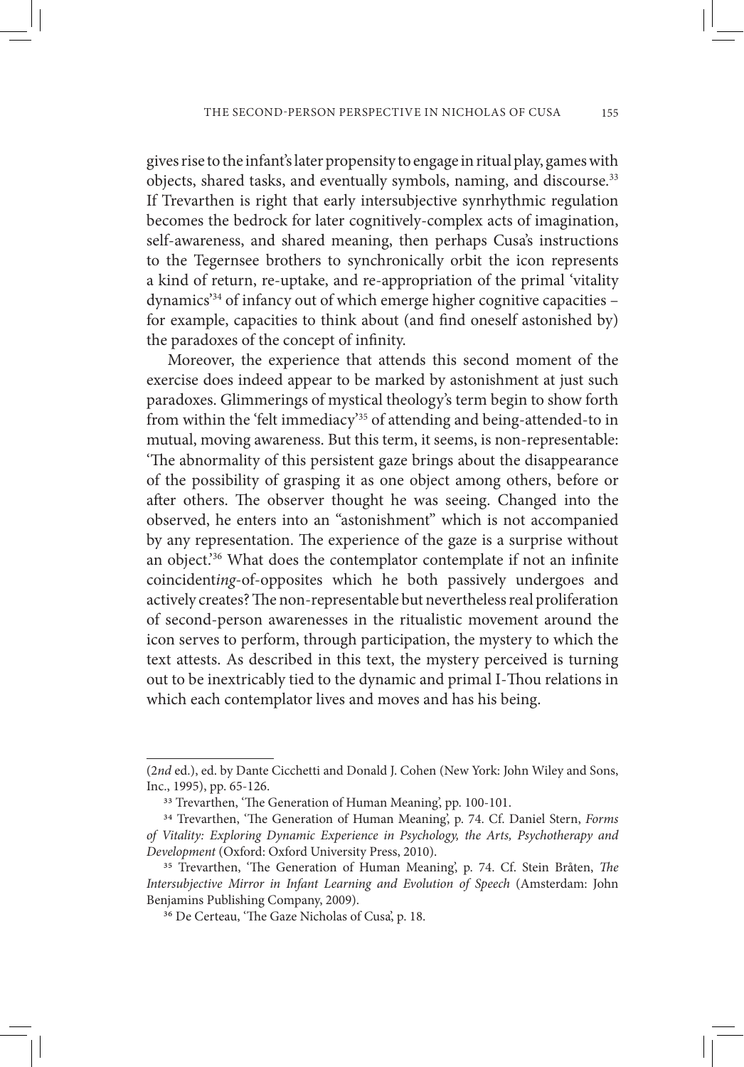gives rise to the infant's later propensity to engage in ritual play, games with objects, shared tasks, and eventually symbols, naming, and discourse.[33] If Trevarthen is right that early intersubjective synrhythmic regulation becomes the bedrock for later cognitively-complex acts of imagination, self-awareness, and shared meaning, then perhaps Cusa's instructions to the Tegernsee brothers to synchronically orbit the icon represents a kind of return, re-uptake, and re-appropriation of the primal 'vitality dynamics'[34] of infancy out of which emerge higher cognitive capacities – for example, capacities to think about (and find oneself astonished by) the paradoxes of the concept of infinity.

Moreover, the experience that attends this second moment of the exercise does indeed appear to be marked by astonishment at just such paradoxes. Glimmerings of mystical theology's term begin to show forth from within the 'felt immediacy'[35] of attending and being-attended-to in mutual, moving awareness. But this term, it seems, is non-representable: 'The abnormality of this persistent gaze brings about the disappearance of the possibility of grasping it as one object among others, before or after others. The observer thought he was seeing. Changed into the observed, he enters into an "astonishment" which is not accompanied by any representation. The experience of the gaze is a surprise without an object.'[36] What does the contemplator contemplate if not an infinite coincident*ing*-of-opposites which he both passively undergoes and actively creates? The non-representable but nevertheless real proliferation of second-person awarenesses in the ritualistic movement around the icon serves to perform, through participation, the mystery to which the text attests. As described in this text, the mystery perceived is turning out to be inextricably tied to the dynamic and primal I-Thou relations in which each contemplator lives and moves and has his being.

---

(2*nd* ed.), ed. by Dante Cicchetti and Donald J. Cohen (New York: John Wiley and Sons, Inc., 1995), pp. 65-126.

[33] Trevarthen, 'The Generation of Human Meaning', pp. 100-101.

[34] Trevarthen, 'The Generation of Human Meaning', p. 74. Cf. Daniel Stern, *Forms of Vitality: Exploring Dynamic Experience in Psychology, the Arts, Psychotherapy and Development* (Oxford: Oxford University Press, 2010).

[35] Trevarthen, 'The Generation of Human Meaning', p. 74. Cf. Stein Bråten, *The Intersubjective Mirror in Infant Learning and Evolution of Speech* (Amsterdam: John Benjamins Publishing Company, 2009).

[36] De Certeau, 'The Gaze Nicholas of Cusa', p. 18.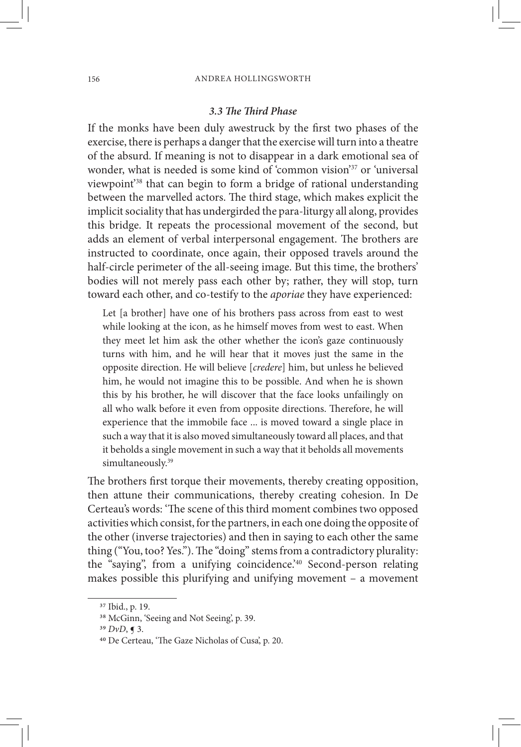### *3.3 The Third Phase*

If the monks have been duly awestruck by the first two phases of the exercise, there is perhaps a danger that the exercise will turn into a theatre of the absurd. If meaning is not to disappear in a dark emotional sea of wonder, what is needed is some kind of 'common vision'[37] or 'universal viewpoint'[38] that can begin to form a bridge of rational understanding between the marvelled actors. The third stage, which makes explicit the implicit sociality that has undergirded the para-liturgy all along, provides this bridge. It repeats the processional movement of the second, but adds an element of verbal interpersonal engagement. The brothers are instructed to coordinate, once again, their opposed travels around the half-circle perimeter of the all-seeing image. But this time, the brothers' bodies will not merely pass each other by; rather, they will stop, turn toward each other, and co-testify to the *aporiae* they have experienced:

> Let [a brother] have one of his brothers pass across from east to west while looking at the icon, as he himself moves from west to east. When they meet let him ask the other whether the icon's gaze continuously turns with him, and he will hear that it moves just the same in the opposite direction. He will believe [*credere*] him, but unless he believed him, he would not imagine this to be possible. And when he is shown this by his brother, he will discover that the face looks unfailingly on all who walk before it even from opposite directions. Therefore, he will experience that the immobile face ... is moved toward a single place in such a way that it is also moved simultaneously toward all places, and that it beholds a single movement in such a way that it beholds all movements simultaneously.[39]

The brothers first torque their movements, thereby creating opposition, then attune their communications, thereby creating cohesion. In De Certeau's words: 'The scene of this third moment combines two opposed activities which consist, for the partners, in each one doing the opposite of the other (inverse trajectories) and then in saying to each other the same thing ("You, too? Yes."). The "doing" stems from a contradictory plurality: the "saying", from a unifying coincidence.'[40] Second-person relating makes possible this plurifying and unifying movement – a movement

---

[37] Ibid., p. 19.

[38] McGinn, 'Seeing and Not Seeing', p. 39.

[39] *DvD*, ¶ 3.

[40] De Certeau, 'The Gaze Nicholas of Cusa', p. 20.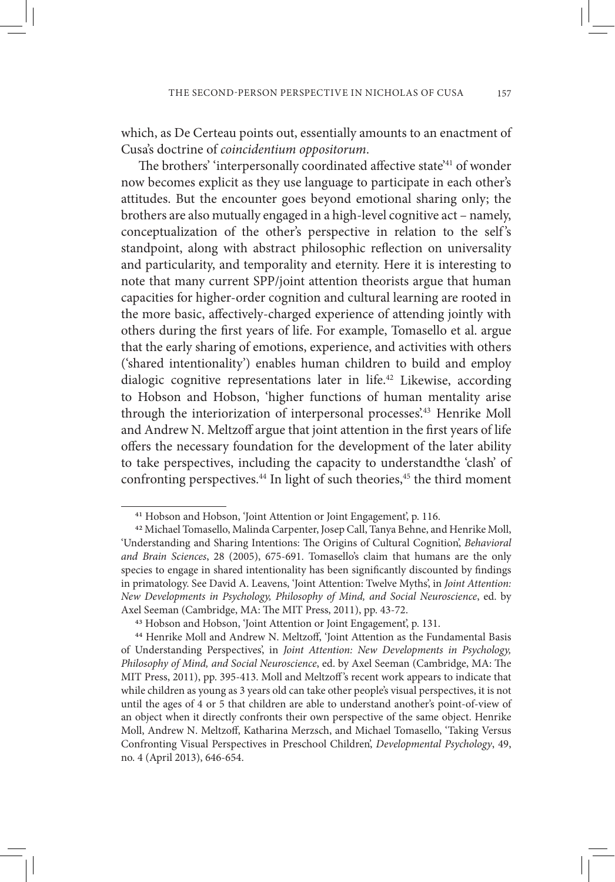which, as De Certeau points out, essentially amounts to an enactment of Cusa's doctrine of *coincidentium oppositorum*.

The brothers' 'interpersonally coordinated affective state'[41] of wonder now becomes explicit as they use language to participate in each other's attitudes. But the encounter goes beyond emotional sharing only; the brothers are also mutually engaged in a high-level cognitive act – namely, conceptualization of the other's perspective in relation to the self's standpoint, along with abstract philosophic reflection on universality and particularity, and temporality and eternity. Here it is interesting to note that many current SPP/joint attention theorists argue that human capacities for higher-order cognition and cultural learning are rooted in the more basic, affectively-charged experience of attending jointly with others during the first years of life. For example, Tomasello et al. argue that the early sharing of emotions, experience, and activities with others ('shared intentionality') enables human children to build and employ dialogic cognitive representations later in life.[42] Likewise, according to Hobson and Hobson, 'higher functions of human mentality arise through the interiorization of interpersonal processes'.[43] Henrike Moll and Andrew N. Meltzoff argue that joint attention in the first years of life offers the necessary foundation for the development of the later ability to take perspectives, including the capacity to understandthe 'clash' of confronting perspectives.[44] In light of such theories,[45] the third moment

---

[41] Hobson and Hobson, 'Joint Attention or Joint Engagement', p. 116.

[42] Michael Tomasello, Malinda Carpenter, Josep Call, Tanya Behne, and Henrike Moll, 'Understanding and Sharing Intentions: The Origins of Cultural Cognition', *Behavioral and Brain Sciences*, 28 (2005), 675-691. Tomasello's claim that humans are the only species to engage in shared intentionality has been significantly discounted by findings in primatology. See David A. Leavens, 'Joint Attention: Twelve Myths', in *Joint Attention: New Developments in Psychology, Philosophy of Mind, and Social Neuroscience*, ed. by Axel Seeman (Cambridge, MA: The MIT Press, 2011), pp. 43-72.

[43] Hobson and Hobson, 'Joint Attention or Joint Engagement', p. 131.

[44] Henrike Moll and Andrew N. Meltzoff, 'Joint Attention as the Fundamental Basis of Understanding Perspectives', in *Joint Attention: New Developments in Psychology, Philosophy of Mind, and Social Neuroscience*, ed. by Axel Seeman (Cambridge, MA: The MIT Press, 2011), pp. 395-413. Moll and Meltzoff's recent work appears to indicate that while children as young as 3 years old can take other people's visual perspectives, it is not until the ages of 4 or 5 that children are able to understand another's point-of-view of an object when it directly confronts their own perspective of the same object. Henrike Moll, Andrew N. Meltzoff, Katharina Merzsch, and Michael Tomasello, 'Taking Versus Confronting Visual Perspectives in Preschool Children', *Developmental Psychology*, 49, no. 4 (April 2013), 646-654.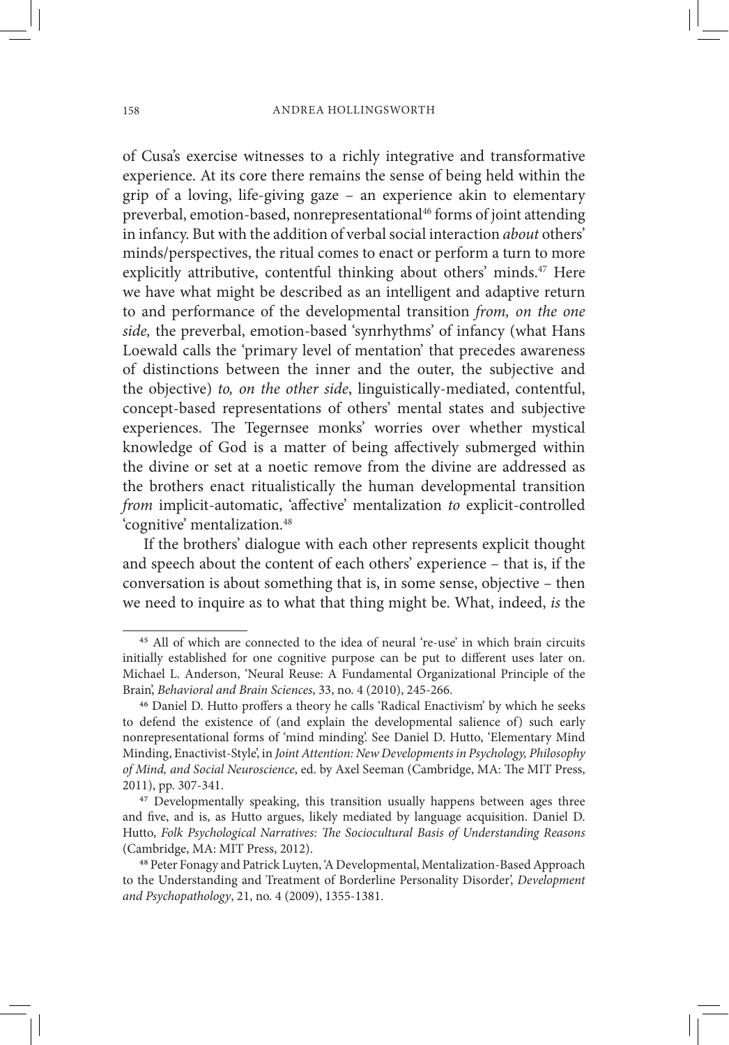of Cusa's exercise witnesses to a richly integrative and transformative experience. At its core there remains the sense of being held within the grip of a loving, life-giving gaze – an experience akin to elementary preverbal, emotion-based, nonrepresentational[46] forms of joint attending in infancy. But with the addition of verbal social interaction *about* others' minds/perspectives, the ritual comes to enact or perform a turn to more explicitly attributive, contentful thinking about others' minds.[47] Here we have what might be described as an intelligent and adaptive return to and performance of the developmental transition *from, on the one side,* the preverbal, emotion-based 'synrhythms' of infancy (what Hans Loewald calls the 'primary level of mentation' that precedes awareness of distinctions between the inner and the outer, the subjective and the objective) *to, on the other side*, linguistically-mediated, contentful, concept-based representations of others' mental states and subjective experiences. The Tegernsee monks' worries over whether mystical knowledge of God is a matter of being affectively submerged within the divine or set at a noetic remove from the divine are addressed as the brothers enact ritualistically the human developmental transition *from* implicit-automatic, 'affective' mentalization *to* explicit-controlled 'cognitive' mentalization.[48]

If the brothers' dialogue with each other represents explicit thought and speech about the content of each others' experience – that is, if the conversation is about something that is, in some sense, objective – then we need to inquire as to what that thing might be. What, indeed, *is* the

---

[45] All of which are connected to the idea of neural 're-use' in which brain circuits initially established for one cognitive purpose can be put to different uses later on. Michael L. Anderson, 'Neural Reuse: A Fundamental Organizational Principle of the Brain', *Behavioral and Brain Sciences*, 33, no. 4 (2010), 245-266.

[46] Daniel D. Hutto proffers a theory he calls 'Radical Enactivism' by which he seeks to defend the existence of (and explain the developmental salience of) such early nonrepresentational forms of 'mind minding'. See Daniel D. Hutto, 'Elementary Mind Minding, Enactivist-Style', in *Joint Attention: New Developments in Psychology, Philosophy of Mind, and Social Neuroscience*, ed. by Axel Seeman (Cambridge, MA: The MIT Press, 2011), pp. 307-341.

[47] Developmentally speaking, this transition usually happens between ages three and five, and is, as Hutto argues, likely mediated by language acquisition. Daniel D. Hutto, *Folk Psychological Narratives: The Sociocultural Basis of Understanding Reasons* (Cambridge, MA: MIT Press, 2012).

[48] Peter Fonagy and Patrick Luyten, 'A Developmental, Mentalization-Based Approach to the Understanding and Treatment of Borderline Personality Disorder', *Development and Psychopathology*, 21, no. 4 (2009), 1355-1381.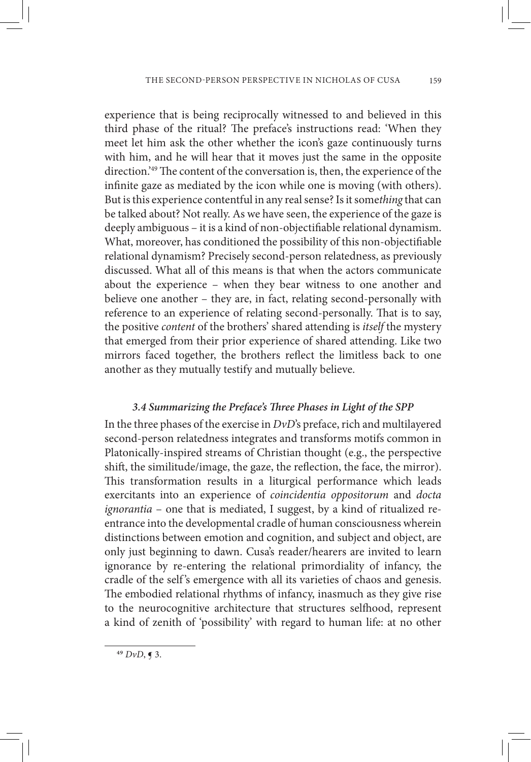experience that is being reciprocally witnessed to and believed in this third phase of the ritual? The preface's instructions read: 'When they meet let him ask the other whether the icon's gaze continuously turns with him, and he will hear that it moves just the same in the opposite direction.'[49] The content of the conversation is, then, the experience of the infinite gaze as mediated by the icon while one is moving (with others). But is this experience contentful in any real sense? Is it some*thing* that can be talked about? Not really. As we have seen, the experience of the gaze is deeply ambiguous – it is a kind of non-objectifiable relational dynamism. What, moreover, has conditioned the possibility of this non-objectifiable relational dynamism? Precisely second-person relatedness, as previously discussed. What all of this means is that when the actors communicate about the experience – when they bear witness to one another and believe one another – they are, in fact, relating second-personally with reference to an experience of relating second-personally. That is to say, the positive *content* of the brothers' shared attending is *itself* the mystery that emerged from their prior experience of shared attending. Like two mirrors faced together, the brothers reflect the limitless back to one another as they mutually testify and mutually believe.

### *3.4 Summarizing the Preface's Three Phases in Light of the SPP*

In the three phases of the exercise in *DvD*'s preface, rich and multilayered second-person relatedness integrates and transforms motifs common in Platonically-inspired streams of Christian thought (e.g., the perspective shift, the similitude/image, the gaze, the reflection, the face, the mirror). This transformation results in a liturgical performance which leads exercitants into an experience of *coincidentia oppositorum* and *docta ignorantia* – one that is mediated, I suggest, by a kind of ritualized re-entrance into the developmental cradle of human consciousness wherein distinctions between emotion and cognition, and subject and object, are only just beginning to dawn. Cusa's reader/hearers are invited to learn ignorance by re-entering the relational primordiality of infancy, the cradle of the self's emergence with all its varieties of chaos and genesis. The embodied relational rhythms of infancy, inasmuch as they give rise to the neurocognitive architecture that structures selfhood, represent a kind of zenith of 'possibility' with regard to human life: at no other

[49] *DvD*, ¶ 3.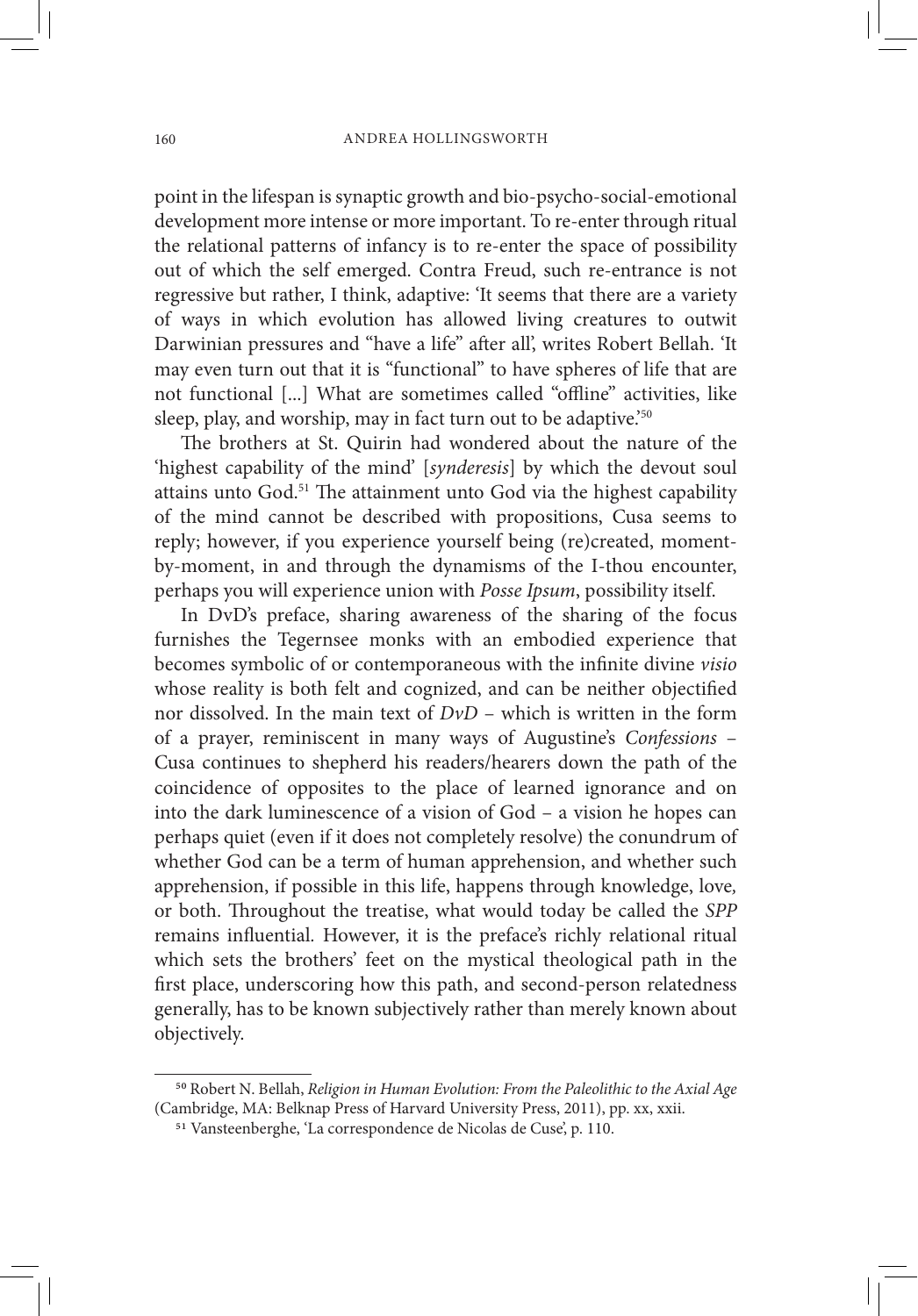point in the lifespan is synaptic growth and bio-psycho-social-emotional development more intense or more important. To re-enter through ritual the relational patterns of infancy is to re-enter the space of possibility out of which the self emerged. Contra Freud, such re-entrance is not regressive but rather, I think, adaptive: 'It seems that there are a variety of ways in which evolution has allowed living creatures to outwit Darwinian pressures and "have a life" after all', writes Robert Bellah. 'It may even turn out that it is "functional" to have spheres of life that are not functional [...] What are sometimes called "offline" activities, like sleep, play, and worship, may in fact turn out to be adaptive.'[50]

The brothers at St. Quirin had wondered about the nature of the 'highest capability of the mind' [*synderesis*] by which the devout soul attains unto God.[51] The attainment unto God via the highest capability of the mind cannot be described with propositions, Cusa seems to reply; however, if you experience yourself being (re)created, moment-by-moment, in and through the dynamisms of the I-thou encounter, perhaps you will experience union with *Posse Ipsum*, possibility itself.

In DvD's preface, sharing awareness of the sharing of the focus furnishes the Tegernsee monks with an embodied experience that becomes symbolic of or contemporaneous with the infinite divine *visio* whose reality is both felt and cognized, and can be neither objectified nor dissolved. In the main text of *DvD* – which is written in the form of a prayer, reminiscent in many ways of Augustine's *Confessions* – Cusa continues to shepherd his readers/hearers down the path of the coincidence of opposites to the place of learned ignorance and on into the dark luminescence of a vision of God – a vision he hopes can perhaps quiet (even if it does not completely resolve) the conundrum of whether God can be a term of human apprehension, and whether such apprehension, if possible in this life, happens through knowledge, love, or both. Throughout the treatise, what would today be called the *SPP* remains influential. However, it is the preface's richly relational ritual which sets the brothers' feet on the mystical theological path in the first place, underscoring how this path, and second-person relatedness generally, has to be known subjectively rather than merely known about objectively.

---

[50] Robert N. Bellah, *Religion in Human Evolution: From the Paleolithic to the Axial Age* (Cambridge, MA: Belknap Press of Harvard University Press, 2011), pp. xx, xxii.

[51] Vansteenberghe, 'La correspondence de Nicolas de Cuse', p. 110.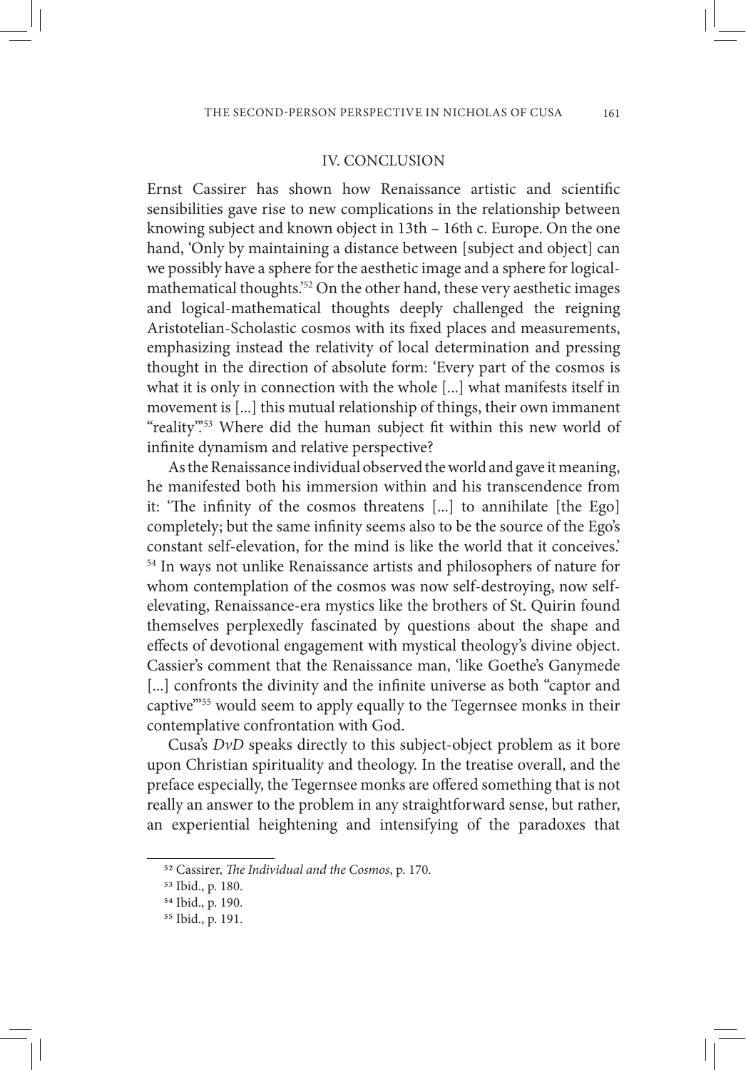## IV. CONCLUSION

Ernst Cassirer has shown how Renaissance artistic and scientific sensibilities gave rise to new complications in the relationship between knowing subject and known object in 13th – 16th c. Europe. On the one hand, 'Only by maintaining a distance between [subject and object] can we possibly have a sphere for the aesthetic image and a sphere for logical-mathematical thoughts.'[52] On the other hand, these very aesthetic images and logical-mathematical thoughts deeply challenged the reigning Aristotelian-Scholastic cosmos with its fixed places and measurements, emphasizing instead the relativity of local determination and pressing thought in the direction of absolute form: 'Every part of the cosmos is what it is only in connection with the whole [...] what manifests itself in movement is [...] this mutual relationship of things, their own immanent "reality"'.[53] Where did the human subject fit within this new world of infinite dynamism and relative perspective?

As the Renaissance individual observed the world and gave it meaning, he manifested both his immersion within and his transcendence from it: 'The infinity of the cosmos threatens [...] to annihilate [the Ego] completely; but the same infinity seems also to be the source of the Ego's constant self-elevation, for the mind is like the world that it conceives.'[54] In ways not unlike Renaissance artists and philosophers of nature for whom contemplation of the cosmos was now self-destroying, now self-elevating, Renaissance-era mystics like the brothers of St. Quirin found themselves perplexedly fascinated by questions about the shape and effects of devotional engagement with mystical theology's divine object. Cassier's comment that the Renaissance man, 'like Goethe's Ganymede [...] confronts the divinity and the infinite universe as both "captor and captive"'[55] would seem to apply equally to the Tegernsee monks in their contemplative confrontation with God.

Cusa's *DvD* speaks directly to this subject-object problem as it bore upon Christian spirituality and theology. In the treatise overall, and the preface especially, the Tegernsee monks are offered something that is not really an answer to the problem in any straightforward sense, but rather, an experiential heightening and intensifying of the paradoxes that

---

[52] Cassirer, *The Individual and the Cosmos*, p. 170.

[53] Ibid., p. 180.

[54] Ibid., p. 190.

[55] Ibid., p. 191.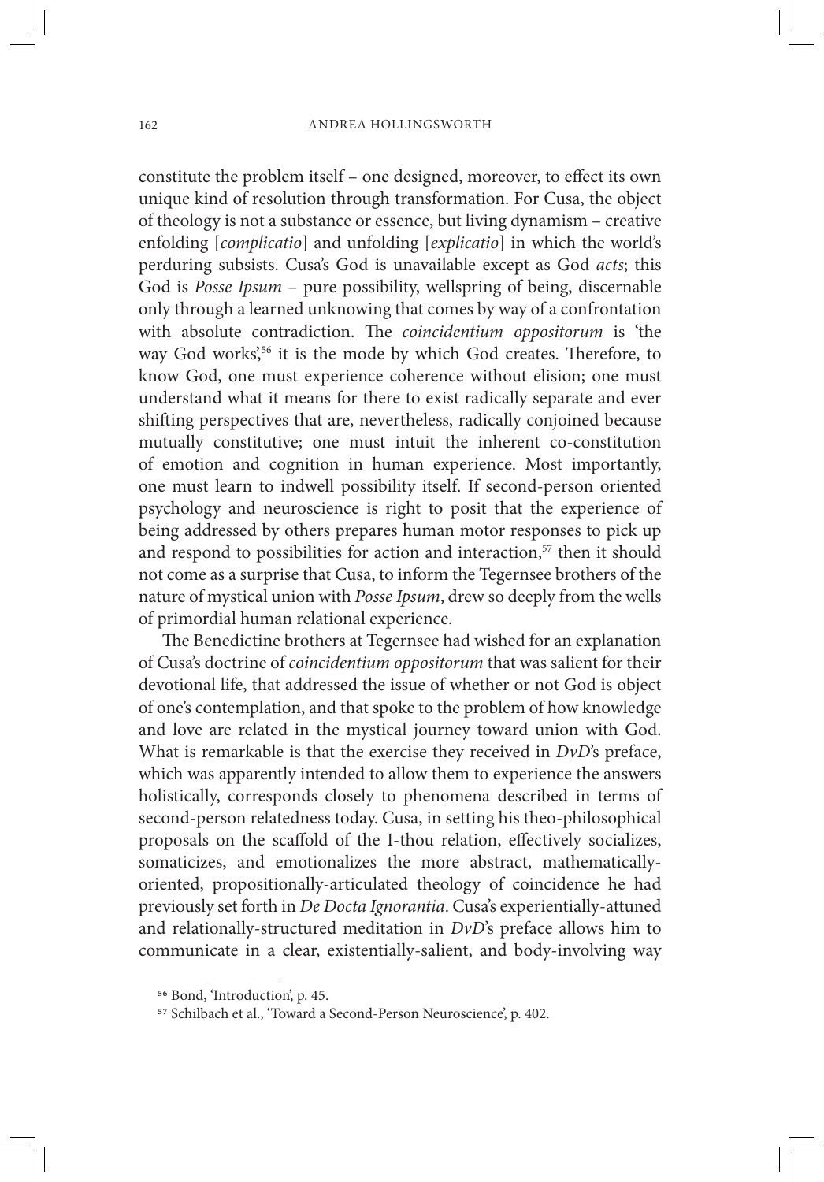constitute the problem itself – one designed, moreover, to effect its own unique kind of resolution through transformation. For Cusa, the object of theology is not a substance or essence, but living dynamism – creative enfolding [*complicatio*] and unfolding [*explicatio*] in which the world's perduring subsists. Cusa's God is unavailable except as God *acts*; this God is *Posse Ipsum* – pure possibility, wellspring of being, discernable only through a learned unknowing that comes by way of a confrontation with absolute contradiction. The *coincidentium oppositorum* is 'the way God works',[56] it is the mode by which God creates. Therefore, to know God, one must experience coherence without elision; one must understand what it means for there to exist radically separate and ever shifting perspectives that are, nevertheless, radically conjoined because mutually constitutive; one must intuit the inherent co-constitution of emotion and cognition in human experience. Most importantly, one must learn to indwell possibility itself. If second-person oriented psychology and neuroscience is right to posit that the experience of being addressed by others prepares human motor responses to pick up and respond to possibilities for action and interaction,[57] then it should not come as a surprise that Cusa, to inform the Tegernsee brothers of the nature of mystical union with *Posse Ipsum*, drew so deeply from the wells of primordial human relational experience.

The Benedictine brothers at Tegernsee had wished for an explanation of Cusa's doctrine of *coincidentium oppositorum* that was salient for their devotional life, that addressed the issue of whether or not God is object of one's contemplation, and that spoke to the problem of how knowledge and love are related in the mystical journey toward union with God. What is remarkable is that the exercise they received in *DvD*'s preface, which was apparently intended to allow them to experience the answers holistically, corresponds closely to phenomena described in terms of second-person relatedness today. Cusa, in setting his theo-philosophical proposals on the scaffold of the I-thou relation, effectively socializes, somaticizes, and emotionalizes the more abstract, mathematically-oriented, propositionally-articulated theology of coincidence he had previously set forth in *De Docta Ignorantia*. Cusa's experientially-attuned and relationally-structured meditation in *DvD*'s preface allows him to communicate in a clear, existentially-salient, and body-involving way

[56] Bond, 'Introduction', p. 45.

[57] Schilbach et al., 'Toward a Second-Person Neuroscience', p. 402.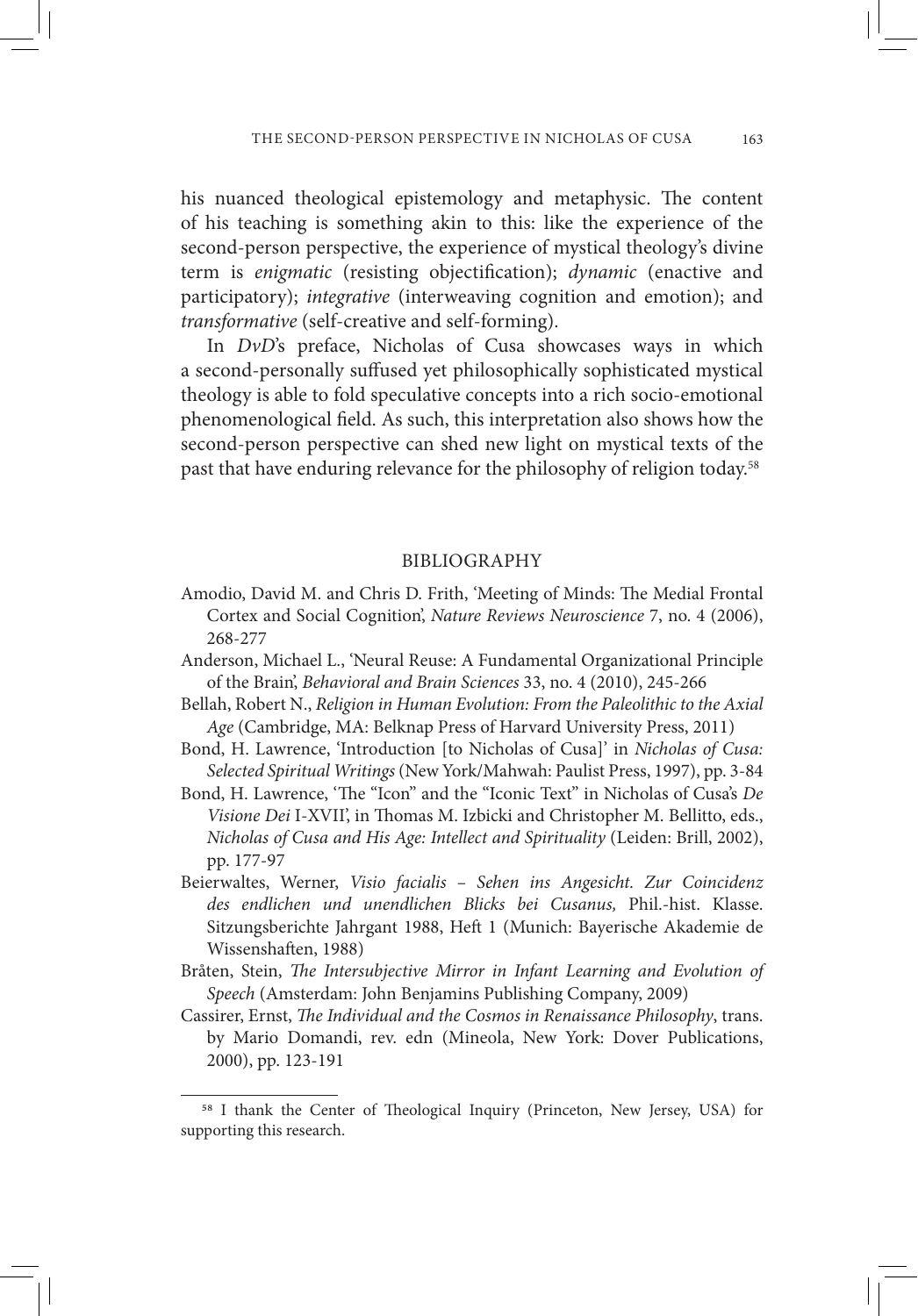his nuanced theological epistemology and metaphysic. The content of his teaching is something akin to this: like the experience of the second-person perspective, the experience of mystical theology's divine term is *enigmatic* (resisting objectification); *dynamic* (enactive and participatory); *integrative* (interweaving cognition and emotion); and *transformative* (self-creative and self-forming).

In *DvD*'s preface, Nicholas of Cusa showcases ways in which a second-personally suffused yet philosophically sophisticated mystical theology is able to fold speculative concepts into a rich socio-emotional phenomenological field. As such, this interpretation also shows how the second-person perspective can shed new light on mystical texts of the past that have enduring relevance for the philosophy of religion today.[58]

## BIBLIOGRAPHY

Amodio, David M. and Chris D. Frith, 'Meeting of Minds: The Medial Frontal Cortex and Social Cognition', *Nature Reviews Neuroscience* 7, no. 4 (2006), 268-277

Anderson, Michael L., 'Neural Reuse: A Fundamental Organizational Principle of the Brain', *Behavioral and Brain Sciences* 33, no. 4 (2010), 245-266

Bellah, Robert N., *Religion in Human Evolution: From the Paleolithic to the Axial Age* (Cambridge, MA: Belknap Press of Harvard University Press, 2011)

Bond, H. Lawrence, 'Introduction [to Nicholas of Cusa]' in *Nicholas of Cusa: Selected Spiritual Writings* (New York/Mahwah: Paulist Press, 1997), pp. 3-84

Bond, H. Lawrence, 'The "Icon" and the "Iconic Text" in Nicholas of Cusa's *De Visione Dei* I-XVII', in Thomas M. Izbicki and Christopher M. Bellitto, eds., *Nicholas of Cusa and His Age: Intellect and Spirituality* (Leiden: Brill, 2002), pp. 177-97

Beierwaltes, Werner, *Visio facialis – Sehen ins Angesicht. Zur Coincidenz des endlichen und unendlichen Blicks bei Cusanus,* Phil.-hist. Klasse. Sitzungsberichte Jahrgant 1988, Heft 1 (Munich: Bayerische Akademie de Wissenshaften, 1988)

Bråten, Stein, *The Intersubjective Mirror in Infant Learning and Evolution of Speech* (Amsterdam: John Benjamins Publishing Company, 2009)

Cassirer, Ernst, *The Individual and the Cosmos in Renaissance Philosophy*, trans. by Mario Domandi, rev. edn (Mineola, New York: Dover Publications, 2000), pp. 123-191

---

[58] I thank the Center of Theological Inquiry (Princeton, New Jersey, USA) for supporting this research.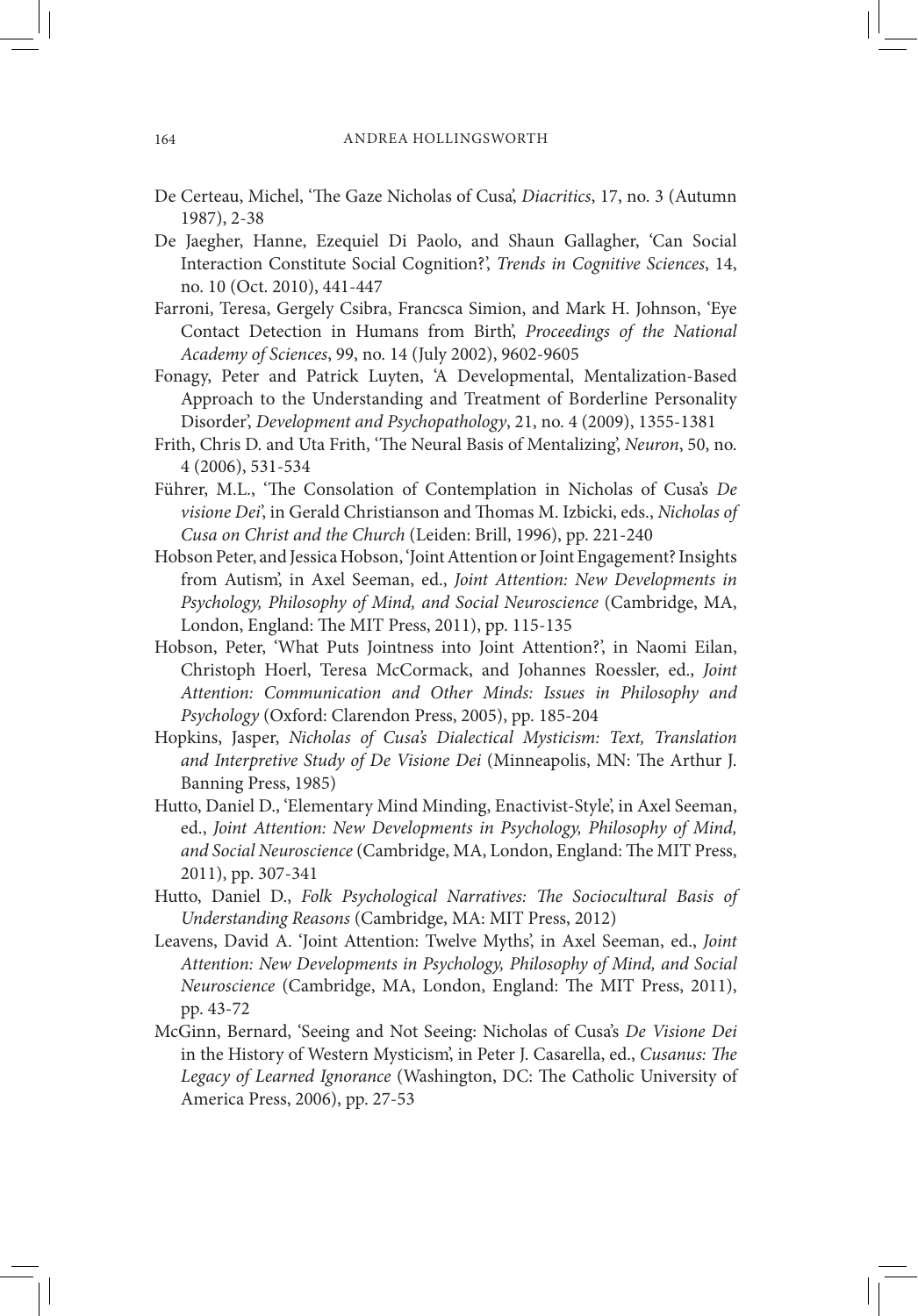De Certeau, Michel, 'The Gaze Nicholas of Cusa', *Diacritics*, 17, no. 3 (Autumn 1987), 2-38

De Jaegher, Hanne, Ezequiel Di Paolo, and Shaun Gallagher, 'Can Social Interaction Constitute Social Cognition?', *Trends in Cognitive Sciences*, 14, no. 10 (Oct. 2010), 441-447

Farroni, Teresa, Gergely Csibra, Francsca Simion, and Mark H. Johnson, 'Eye Contact Detection in Humans from Birth', *Proceedings of the National Academy of Sciences*, 99, no. 14 (July 2002), 9602-9605

Fonagy, Peter and Patrick Luyten, 'A Developmental, Mentalization-Based Approach to the Understanding and Treatment of Borderline Personality Disorder', *Development and Psychopathology*, 21, no. 4 (2009), 1355-1381

Frith, Chris D. and Uta Frith, 'The Neural Basis of Mentalizing', *Neuron*, 50, no. 4 (2006), 531-534

Führer, M.L., 'The Consolation of Contemplation in Nicholas of Cusa's *De visione Dei*', in Gerald Christianson and Thomas M. Izbicki, eds., *Nicholas of Cusa on Christ and the Church* (Leiden: Brill, 1996), pp. 221-240

Hobson Peter, and Jessica Hobson, 'Joint Attention or Joint Engagement? Insights from Autism', in Axel Seeman, ed., *Joint Attention: New Developments in Psychology, Philosophy of Mind, and Social Neuroscience* (Cambridge, MA, London, England: The MIT Press, 2011), pp. 115-135

Hobson, Peter, 'What Puts Jointness into Joint Attention?', in Naomi Eilan, Christoph Hoerl, Teresa McCormack, and Johannes Roessler, ed., *Joint Attention: Communication and Other Minds: Issues in Philosophy and Psychology* (Oxford: Clarendon Press, 2005), pp. 185-204

Hopkins, Jasper, *Nicholas of Cusa's Dialectical Mysticism: Text, Translation and Interpretive Study of De Visione Dei* (Minneapolis, MN: The Arthur J. Banning Press, 1985)

Hutto, Daniel D., 'Elementary Mind Minding, Enactivist-Style', in Axel Seeman, ed., *Joint Attention: New Developments in Psychology, Philosophy of Mind, and Social Neuroscience* (Cambridge, MA, London, England: The MIT Press, 2011), pp. 307-341

Hutto, Daniel D., *Folk Psychological Narratives: The Sociocultural Basis of Understanding Reasons* (Cambridge, MA: MIT Press, 2012)

Leavens, David A. 'Joint Attention: Twelve Myths', in Axel Seeman, ed., *Joint Attention: New Developments in Psychology, Philosophy of Mind, and Social Neuroscience* (Cambridge, MA, London, England: The MIT Press, 2011), pp. 43-72

McGinn, Bernard, 'Seeing and Not Seeing: Nicholas of Cusa's *De Visione Dei* in the History of Western Mysticism', in Peter J. Casarella, ed., *Cusanus: The Legacy of Learned Ignorance* (Washington, DC: The Catholic University of America Press, 2006), pp. 27-53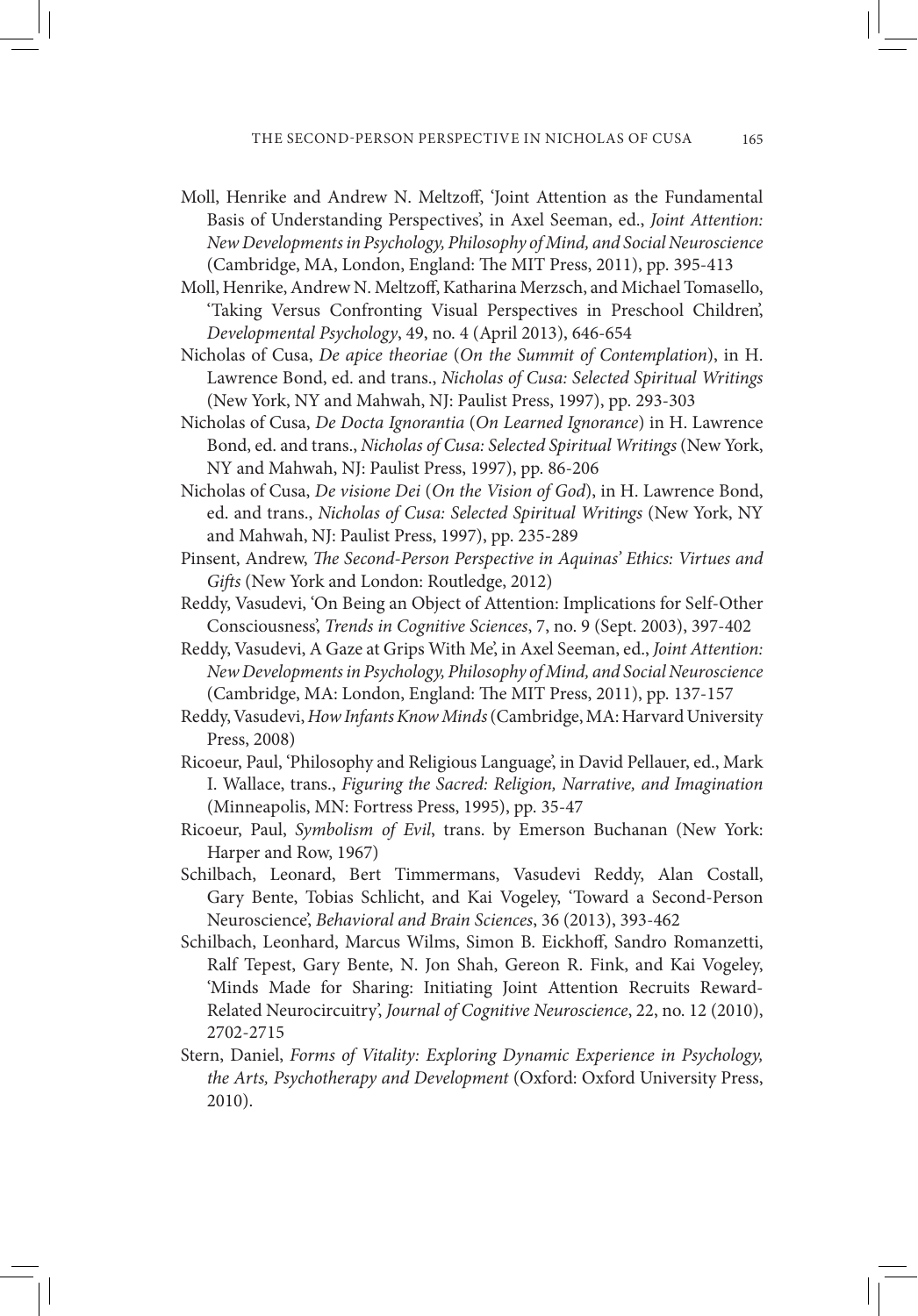Moll, Henrike and Andrew N. Meltzoff, 'Joint Attention as the Fundamental Basis of Understanding Perspectives', in Axel Seeman, ed., *Joint Attention: New Developments in Psychology, Philosophy of Mind, and Social Neuroscience* (Cambridge, MA, London, England: The MIT Press, 2011), pp. 395-413

Moll, Henrike, Andrew N. Meltzoff, Katharina Merzsch, and Michael Tomasello, 'Taking Versus Confronting Visual Perspectives in Preschool Children', *Developmental Psychology*, 49, no. 4 (April 2013), 646-654

Nicholas of Cusa, *De apice theoriae* (*On the Summit of Contemplation*), in H. Lawrence Bond, ed. and trans., *Nicholas of Cusa: Selected Spiritual Writings* (New York, NY and Mahwah, NJ: Paulist Press, 1997), pp. 293-303

Nicholas of Cusa, *De Docta Ignorantia* (*On Learned Ignorance*) in H. Lawrence Bond, ed. and trans., *Nicholas of Cusa: Selected Spiritual Writings* (New York, NY and Mahwah, NJ: Paulist Press, 1997), pp. 86-206

Nicholas of Cusa, *De visione Dei* (*On the Vision of God*), in H. Lawrence Bond, ed. and trans., *Nicholas of Cusa: Selected Spiritual Writings* (New York, NY and Mahwah, NJ: Paulist Press, 1997), pp. 235-289

Pinsent, Andrew, *The Second-Person Perspective in Aquinas' Ethics: Virtues and Gifts* (New York and London: Routledge, 2012)

Reddy, Vasudevi, 'On Being an Object of Attention: Implications for Self-Other Consciousness', *Trends in Cognitive Sciences*, 7, no. 9 (Sept. 2003), 397-402

Reddy, Vasudevi, A Gaze at Grips With Me', in Axel Seeman, ed., *Joint Attention: New Developments in Psychology, Philosophy of Mind, and Social Neuroscience* (Cambridge, MA: London, England: The MIT Press, 2011), pp. 137-157

Reddy, Vasudevi, *How Infants Know Minds* (Cambridge, MA: Harvard University Press, 2008)

Ricoeur, Paul, 'Philosophy and Religious Language', in David Pellauer, ed., Mark I. Wallace, trans., *Figuring the Sacred: Religion, Narrative, and Imagination* (Minneapolis, MN: Fortress Press, 1995), pp. 35-47

Ricoeur, Paul, *Symbolism of Evil*, trans. by Emerson Buchanan (New York: Harper and Row, 1967)

Schilbach, Leonard, Bert Timmermans, Vasudevi Reddy, Alan Costall, Gary Bente, Tobias Schlicht, and Kai Vogeley, 'Toward a Second-Person Neuroscience', *Behavioral and Brain Sciences*, 36 (2013), 393-462

Schilbach, Leonhard, Marcus Wilms, Simon B. Eickhoff, Sandro Romanzetti, Ralf Tepest, Gary Bente, N. Jon Shah, Gereon R. Fink, and Kai Vogeley, 'Minds Made for Sharing: Initiating Joint Attention Recruits Reward-Related Neurocircuitry', *Journal of Cognitive Neuroscience*, 22, no. 12 (2010), 2702-2715

Stern, Daniel, *Forms of Vitality: Exploring Dynamic Experience in Psychology, the Arts, Psychotherapy and Development* (Oxford: Oxford University Press, 2010).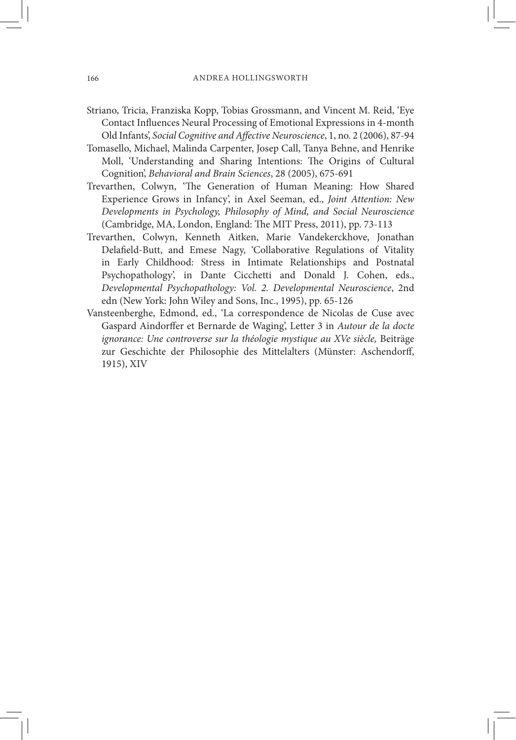Striano, Tricia, Franziska Kopp, Tobias Grossmann, and Vincent M. Reid, 'Eye Contact Influences Neural Processing of Emotional Expressions in 4-month Old Infants', *Social Cognitive and Affective Neuroscience*, 1, no. 2 (2006), 87-94

Tomasello, Michael, Malinda Carpenter, Josep Call, Tanya Behne, and Henrike Moll, 'Understanding and Sharing Intentions: The Origins of Cultural Cognition', *Behavioral and Brain Sciences*, 28 (2005), 675-691

Trevarthen, Colwyn, 'The Generation of Human Meaning: How Shared Experience Grows in Infancy', in Axel Seeman, ed., *Joint Attention: New Developments in Psychology, Philosophy of Mind, and Social Neuroscience* (Cambridge, MA, London, England: The MIT Press, 2011), pp. 73-113

Trevarthen, Colwyn, Kenneth Aitken, Marie Vandekerckhove, Jonathan Delafield-Butt, and Emese Nagy, 'Collaborative Regulations of Vitality in Early Childhood: Stress in Intimate Relationships and Postnatal Psychopathology', in Dante Cicchetti and Donald J. Cohen, eds., *Developmental Psychopathology: Vol. 2. Developmental Neuroscience*, 2nd edn (New York: John Wiley and Sons, Inc., 1995), pp. 65-126

Vansteenberghe, Edmond, ed., 'La correspondence de Nicolas de Cuse avec Gaspard Aindorffer et Bernarde de Waging', Letter 3 in *Autour de la docte ignorance: Une controverse sur la théologie mystique au XVe siècle,* Beiträge zur Geschichte der Philosophie des Mittelalters (Münster: Aschendorff, 1915), XIV